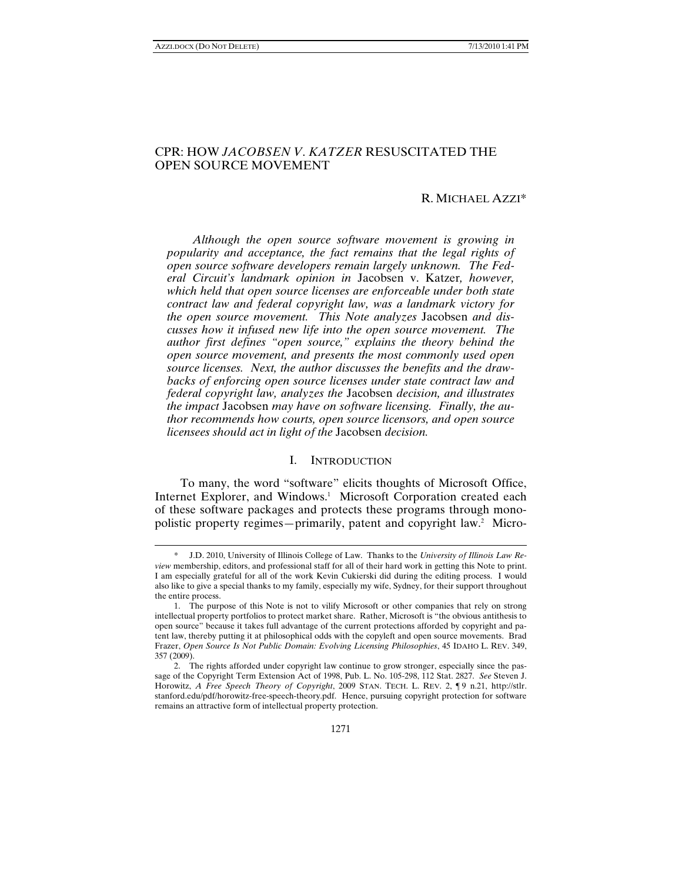# CPR: HOW *JACOBSEN V. KATZER* RESUSCITATED THE OPEN SOURCE MOVEMENT

R. MICHAEL AZZI*

*Although the open source software movement is growing in popularity and acceptance, the fact remains that the legal rights of open source software developers remain largely unknown. The Federal Circuit's landmark opinion in* Jacobsen v. Katzer*, however, which held that open source licenses are enforceable under both state contract law and federal copyright law, was a landmark victory for the open source movement. This Note analyzes* Jacobsen *and discusses how it infused new life into the open source movement. The author first defines "open source," explains the theory behind the open source movement, and presents the most commonly used open source licenses. Next, the author discusses the benefits and the drawbacks of enforcing open source licenses under state contract law and federal copyright law, analyzes the* Jacobsen *decision, and illustrates the impact* Jacobsen *may have on software licensing. Finally, the author recommends how courts, open source licensors, and open source licensees should act in light of the* Jacobsen *decision.*

## I. INTRODUCTION

To many, the word "software" elicits thoughts of Microsoft Office, Internet Explorer, and Windows.[1] Microsoft Corporation created each of these software packages and protects these programs through monopolistic property regimes—primarily, patent and copyright law.[2] Micro-

---

\* J.D. 2010, University of Illinois College of Law. Thanks to the *University of Illinois Law Review* membership, editors, and professional staff for all of their hard work in getting this Note to print. I am especially grateful for all of the work Kevin Cukierski did during the editing process. I would also like to give a special thanks to my family, especially my wife, Sydney, for their support throughout the entire process.

1. The purpose of this Note is not to vilify Microsoft or other companies that rely on strong intellectual property portfolios to protect market share. Rather, Microsoft is "the obvious antithesis to open source" because it takes full advantage of the current protections afforded by copyright and patent law, thereby putting it at philosophical odds with the copyleft and open source movements. Brad Frazer, *Open Source Is Not Public Domain: Evolving Licensing Philosophies*, 45 IDAHO L. REV. 349, 357 (2009).

2. The rights afforded under copyright law continue to grow stronger, especially since the passage of the Copyright Term Extension Act of 1998, Pub. L. No. 105-298, 112 Stat. 2827. *See* Steven J. Horowitz, *A Free Speech Theory of Copyright*, 2009 STAN. TECH. L. REV. 2, ¶ 9 n.21, http://stlr.stanford.edu/pdf/horowitz-free-speech-theory.pdf. Hence, pursuing copyright protection for software remains an attractive form of intellectual property protection.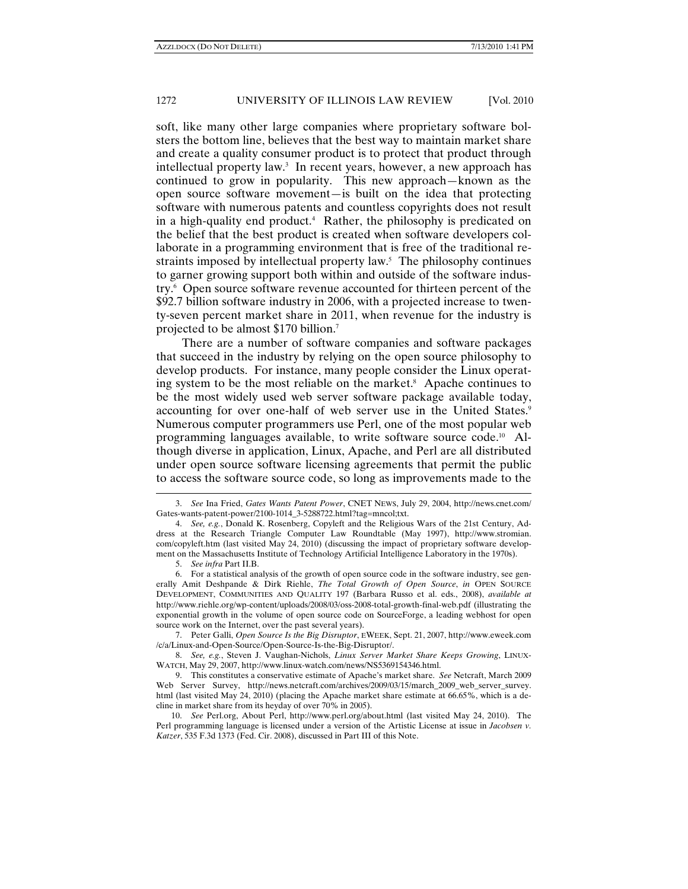soft, like many other large companies where proprietary software bolsters the bottom line, believes that the best way to maintain market share and create a quality consumer product is to protect that product through intellectual property law.[3] In recent years, however, a new approach has continued to grow in popularity. This new approach—known as the open source software movement—is built on the idea that protecting software with numerous patents and countless copyrights does not result in a high-quality end product.[4] Rather, the philosophy is predicated on the belief that the best product is created when software developers collaborate in a programming environment that is free of the traditional restraints imposed by intellectual property law.[5] The philosophy continues to garner growing support both within and outside of the software industry.[6] Open source software revenue accounted for thirteen percent of the $92.7 billion software industry in 2006, with a projected increase to twenty-seven percent market share in 2011, when revenue for the industry is projected to be almost $170 billion.[7]

There are a number of software companies and software packages that succeed in the industry by relying on the open source philosophy to develop products. For instance, many people consider the Linux operating system to be the most reliable on the market.[8] Apache continues to be the most widely used web server software package available today, accounting for over one-half of web server use in the United States.[9] Numerous computer programmers use Perl, one of the most popular web programming languages available, to write software source code.[10] Although diverse in application, Linux, Apache, and Perl are all distributed under open source software licensing agreements that permit the public to access the software source code, so long as improvements made to the

---

3. *See* Ina Fried, *Gates Wants Patent Power*, CNET NEWS, July 29, 2004, http://news.cnet.com/Gates-wants-patent-power/2100-1014_3-5288722.html?tag=mncol;txt.

4. *See, e.g.*, Donald K. Rosenberg, Copyleft and the Religious Wars of the 21st Century, Address at the Research Triangle Computer Law Roundtable (May 1997), http://www.stromian.com/copyleft.htm (last visited May 24, 2010) (discussing the impact of proprietary software development on the Massachusetts Institute of Technology Artificial Intelligence Laboratory in the 1970s).

5. *See infra* Part II.B.

6. For a statistical analysis of the growth of open source code in the software industry, see generally Amit Deshpande & Dirk Riehle, *The Total Growth of Open Source*, *in* OPEN SOURCE DEVELOPMENT, COMMUNITIES AND QUALITY 197 (Barbara Russo et al. eds., 2008), *available at* http://www.riehle.org/wp-content/uploads/2008/03/oss-2008-total-growth-final-web.pdf (illustrating the exponential growth in the volume of open source code on SourceForge, a leading webhost for open source work on the Internet, over the past several years).

7. Peter Galli, *Open Source Is the Big Disruptor*, EWEEK, Sept. 21, 2007, http://www.eweek.com/c/a/Linux-and-Open-Source/Open-Source-Is-the-Big-Disruptor/.

8. *See, e.g.*, Steven J. Vaughan-Nichols, *Linux Server Market Share Keeps Growing*, LINUX-WATCH, May 29, 2007, http://www.linux-watch.com/news/NS5369154346.html.

9. This constitutes a conservative estimate of Apache's market share. *See* Netcraft, March 2009 Web Server Survey, http://news.netcraft.com/archives/2009/03/15/march_2009_web_server_survey.html (last visited May 24, 2010) (placing the Apache market share estimate at 66.65%, which is a decline in market share from its heyday of over 70% in 2005).

10. *See* Perl.org, About Perl, http://www.perl.org/about.html (last visited May 24, 2010). The Perl programming language is licensed under a version of the Artistic License at issue in *Jacobsen v. Katzer*, 535 F.3d 1373 (Fed. Cir. 2008), discussed in Part III of this Note.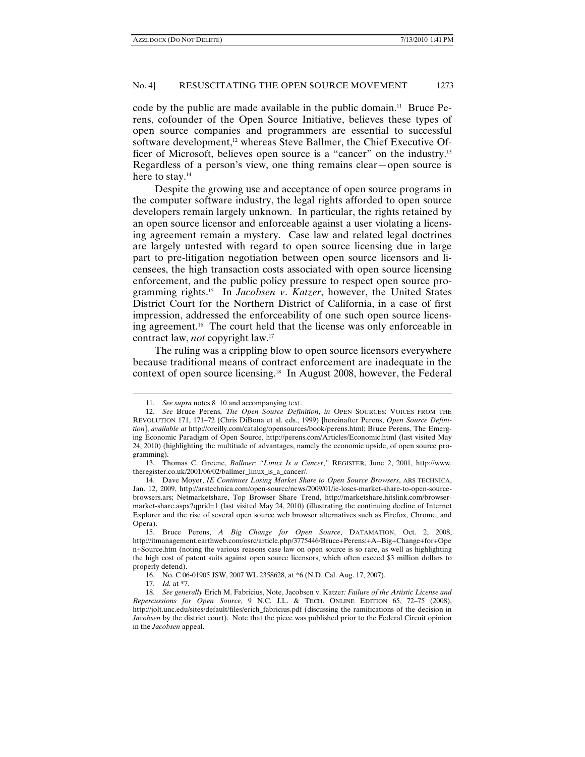code by the public are made available in the public domain.[11] Bruce Perens, cofounder of the Open Source Initiative, believes these types of open source companies and programmers are essential to successful software development,[12] whereas Steve Ballmer, the Chief Executive Officer of Microsoft, believes open source is a "cancer" on the industry.[13] Regardless of a person's view, one thing remains clear—open source is here to stay.[14]

Despite the growing use and acceptance of open source programs in the computer software industry, the legal rights afforded to open source developers remain largely unknown. In particular, the rights retained by an open source licensor and enforceable against a user violating a licensing agreement remain a mystery. Case law and related legal doctrines are largely untested with regard to open source licensing due in large part to pre-litigation negotiation between open source licensors and licensees, the high transaction costs associated with open source licensing enforcement, and the public policy pressure to respect open source programming rights.[15] In *Jacobsen v. Katzer*, however, the United States District Court for the Northern District of California, in a case of first impression, addressed the enforceability of one such open source licensing agreement.[16] The court held that the license was only enforceable in contract law, *not* copyright law.[17]

The ruling was a crippling blow to open source licensors everywhere because traditional means of contract enforcement are inadequate in the context of open source licensing.[18] In August 2008, however, the Federal

---

11. *See supra* notes 8–10 and accompanying text.

12. *See* Bruce Perens, *The Open Source Definition*, *in* OPEN SOURCES: VOICES FROM THE REVOLUTION 171, 171–72 (Chris DiBona et al. eds., 1999) [hereinafter Perens, *Open Source Definition*], *available at* http://oreilly.com/catalog/opensources/book/perens.html; Bruce Perens, The Emerging Economic Paradigm of Open Source, http://perens.com/Articles/Economic.html (last visited May 24, 2010) (highlighting the multitude of advantages, namely the economic upside, of open source programming).

13. Thomas C. Greene, *Ballmer: "Linux Is a Cancer*," REGISTER, June 2, 2001, http://www.theregister.co.uk/2001/06/02/ballmer_linux_is_a_cancer/.

14. Dave Moyer, *IE Continues Losing Market Share to Open Source Browsers*, ARS TECHNICA, Jan. 12, 2009, http://arstechnica.com/open-source/news/2009/01/ie-loses-market-share-to-open-source-browsers.ars; Netmarketshare, Top Browser Share Trend, http://marketshare.hitslink.com/browser-market-share.aspx?qprid=1 (last visited May 24, 2010) (illustrating the continuing decline of Internet Explorer and the rise of several open source web browser alternatives such as Firefox, Chrome, and Opera).

15. Bruce Perens, *A Big Change for Open Source*, DATAMATION, Oct. 2, 2008, http://itmanagement.earthweb.com/osrc/article.php/3775446/Bruce+Perens:+A+Big+Change+for+Open+Source.htm (noting the various reasons case law on open source is so rare, as well as highlighting the high cost of patent suits against open source licensors, which often exceed $3 million dollars to properly defend).

16. No. C 06-01905 JSW, 2007 WL 2358628, at *6 (N.D. Cal. Aug. 17, 2007).

17. *Id.* at *7.

18. *See generally* Erich M. Fabricius, Note, Jacobsen v. Katzer*: Failure of the Artistic License and Repercussions for Open Source*, 9 N.C. J.L. & TECH. ONLINE EDITION 65, 72–75 (2008), http://jolt.unc.edu/sites/default/files/erich_fabricius.pdf (discussing the ramifications of the decision in *Jacobsen* by the district court). Note that the piece was published prior to the Federal Circuit opinion in the *Jacobsen* appeal.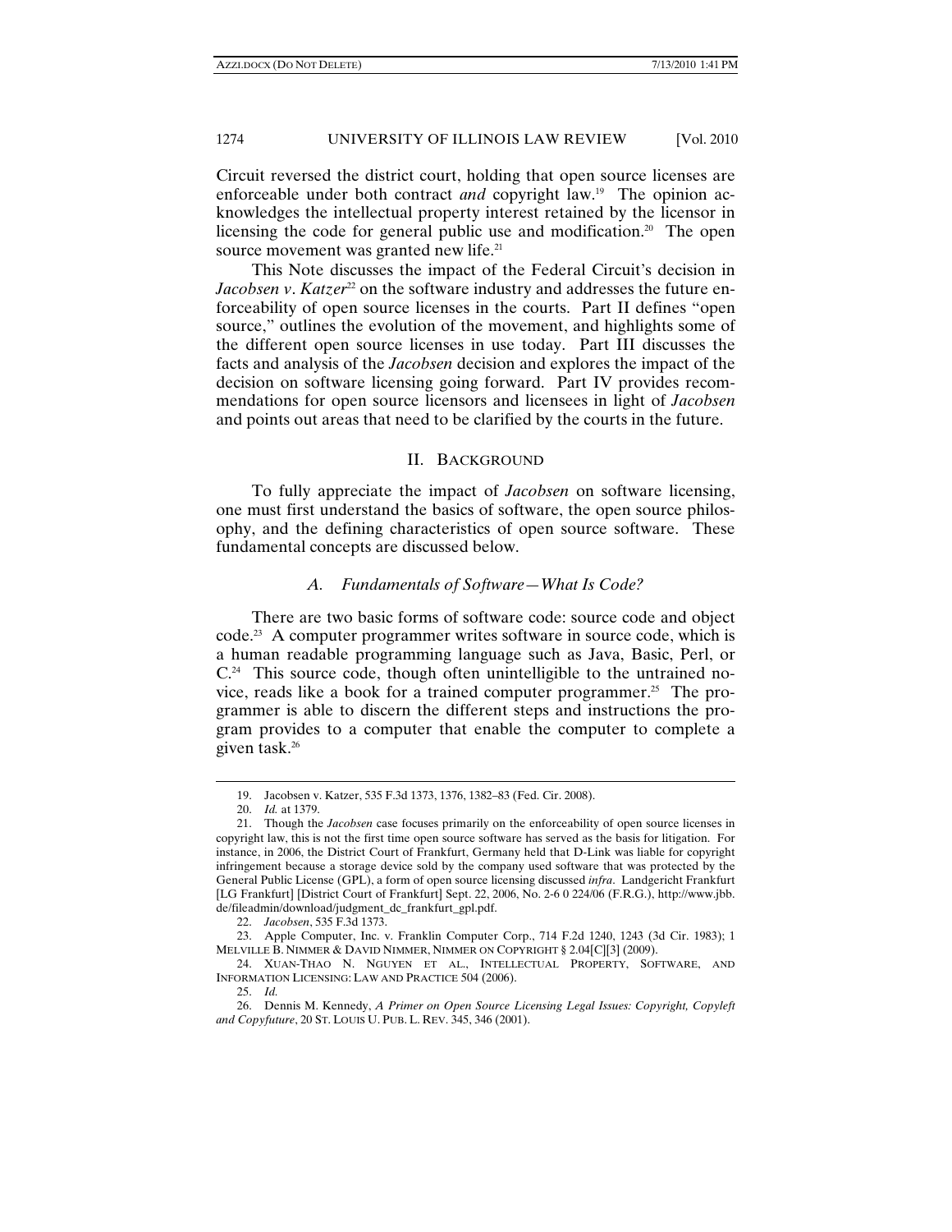Circuit reversed the district court, holding that open source licenses are enforceable under both contract *and* copyright law.[19] The opinion acknowledges the intellectual property interest retained by the licensor in licensing the code for general public use and modification.[20] The open source movement was granted new life.[21]

This Note discusses the impact of the Federal Circuit's decision in *Jacobsen v. Katzer*[22] on the software industry and addresses the future enforceability of open source licenses in the courts. Part II defines "open source," outlines the evolution of the movement, and highlights some of the different open source licenses in use today. Part III discusses the facts and analysis of the *Jacobsen* decision and explores the impact of the decision on software licensing going forward. Part IV provides recommendations for open source licensors and licensees in light of *Jacobsen* and points out areas that need to be clarified by the courts in the future.

## II. Background

To fully appreciate the impact of *Jacobsen* on software licensing, one must first understand the basics of software, the open source philosophy, and the defining characteristics of open source software. These fundamental concepts are discussed below.

### *A. Fundamentals of Software—What Is Code?*

There are two basic forms of software code: source code and object code.[23] A computer programmer writes software in source code, which is a human readable programming language such as Java, Basic, Perl, or C.[24] This source code, though often unintelligible to the untrained novice, reads like a book for a trained computer programmer.[25] The programmer is able to discern the different steps and instructions the program provides to a computer that enable the computer to complete a given task.[26]

---

19. Jacobsen v. Katzer, 535 F.3d 1373, 1376, 1382–83 (Fed. Cir. 2008).

20. *Id.* at 1379.

21. Though the *Jacobsen* case focuses primarily on the enforceability of open source licenses in copyright law, this is not the first time open source software has served as the basis for litigation. For instance, in 2006, the District Court of Frankfurt, Germany held that D-Link was liable for copyright infringement because a storage device sold by the company used software that was protected by the General Public License (GPL), a form of open source licensing discussed *infra*. Landgericht Frankfurt [LG Frankfurt] [District Court of Frankfurt] Sept. 22, 2006, No. 2-6 0 224/06 (F.R.G.), http://www.jbb.de/fileadmin/download/judgment_dc_frankfurt_gpl.pdf.

22. *Jacobsen*, 535 F.3d 1373.

23. Apple Computer, Inc. v. Franklin Computer Corp., 714 F.2d 1240, 1243 (3d Cir. 1983); 1 MELVILLE B. NIMMER & DAVID NIMMER, NIMMER ON COPYRIGHT § 2.04[C][3] (2009).

24. XUAN-THAO N. NGUYEN ET AL., INTELLECTUAL PROPERTY, SOFTWARE, AND INFORMATION LICENSING: LAW AND PRACTICE 504 (2006).

25. *Id.*

26. Dennis M. Kennedy, *A Primer on Open Source Licensing Legal Issues: Copyright, Copyleft and Copyfuture*, 20 ST. LOUIS U. PUB. L. REV. 345, 346 (2001).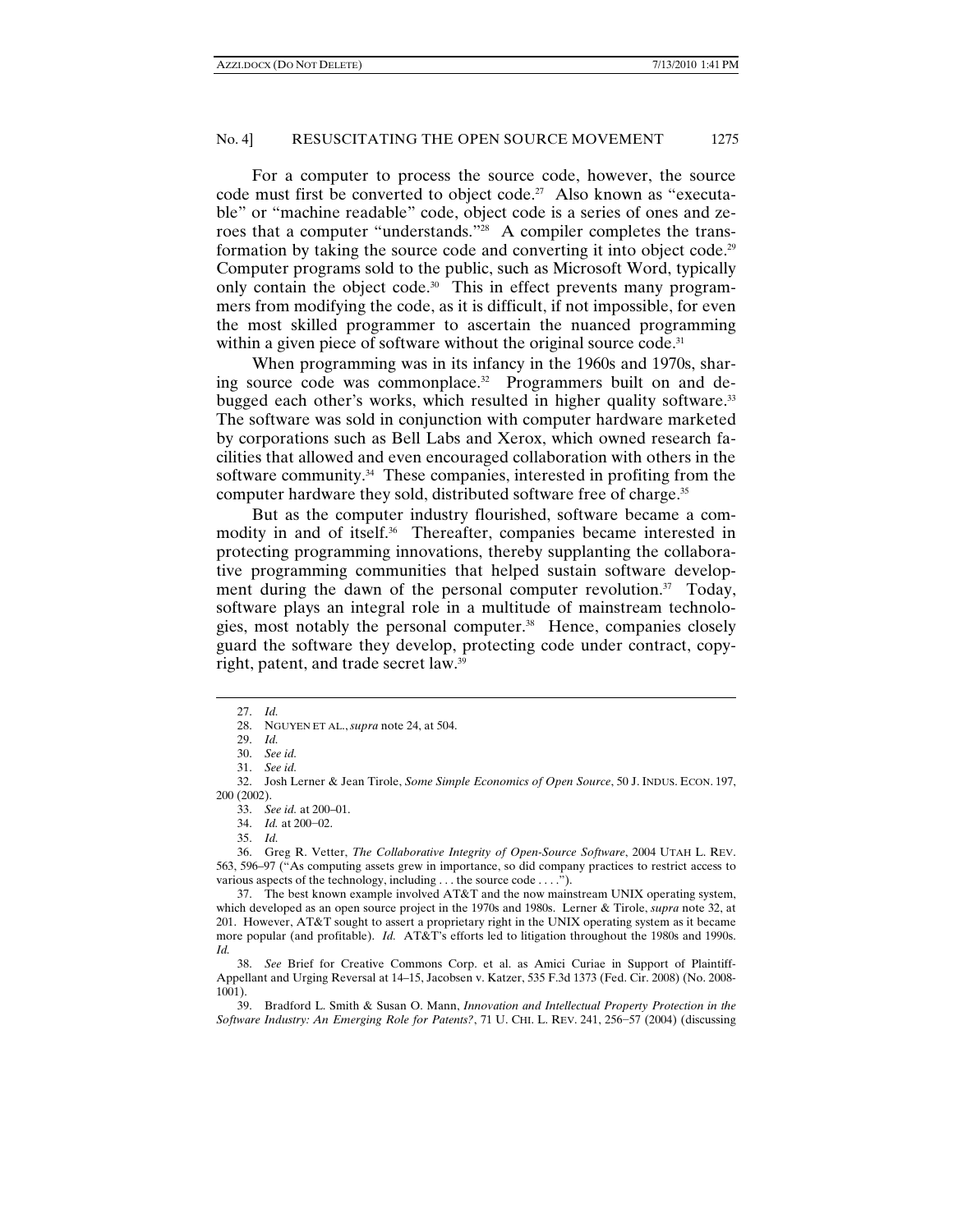For a computer to process the source code, however, the source code must first be converted to object code.[27] Also known as "executable" or "machine readable" code, object code is a series of ones and zeroes that a computer "understands."[28] A compiler completes the transformation by taking the source code and converting it into object code.[29] Computer programs sold to the public, such as Microsoft Word, typically only contain the object code.[30] This in effect prevents many programmers from modifying the code, as it is difficult, if not impossible, for even the most skilled programmer to ascertain the nuanced programming within a given piece of software without the original source code.[31]

When programming was in its infancy in the 1960s and 1970s, sharing source code was commonplace.[32] Programmers built on and debugged each other's works, which resulted in higher quality software.[33] The software was sold in conjunction with computer hardware marketed by corporations such as Bell Labs and Xerox, which owned research facilities that allowed and even encouraged collaboration with others in the software community.[34] These companies, interested in profiting from the computer hardware they sold, distributed software free of charge.[35]

But as the computer industry flourished, software became a commodity in and of itself.[36] Thereafter, companies became interested in protecting programming innovations, thereby supplanting the collaborative programming communities that helped sustain software development during the dawn of the personal computer revolution.[37] Today, software plays an integral role in a multitude of mainstream technologies, most notably the personal computer.[38] Hence, companies closely guard the software they develop, protecting code under contract, copyright, patent, and trade secret law.[39]

---

27. *Id.*

28. NGUYEN ET AL., *supra* note 24, at 504.

29. *Id.*

30. *See id.*

31. *See id.*

32. Josh Lerner & Jean Tirole, *Some Simple Economics of Open Source*, 50 J. INDUS. ECON. 197, 200 (2002).

33. *See id.* at 200–01.

34. *Id.* at 200–02.

35. *Id.*

36. Greg R. Vetter, *The Collaborative Integrity of Open-Source Software*, 2004 UTAH L. REV. 563, 596–97 ("As computing assets grew in importance, so did company practices to restrict access to various aspects of the technology, including . . . the source code . . . .").

37. The best known example involved AT&T and the now mainstream UNIX operating system, which developed as an open source project in the 1970s and 1980s. Lerner & Tirole, *supra* note 32, at 201. However, AT&T sought to assert a proprietary right in the UNIX operating system as it became more popular (and profitable). *Id.* AT&T's efforts led to litigation throughout the 1980s and 1990s. *Id.*

38. *See* Brief for Creative Commons Corp. et al. as Amici Curiae in Support of Plaintiff-Appellant and Urging Reversal at 14–15, Jacobsen v. Katzer, 535 F.3d 1373 (Fed. Cir. 2008) (No. 2008-1001).

39. Bradford L. Smith & Susan O. Mann, *Innovation and Intellectual Property Protection in the Software Industry: An Emerging Role for Patents?*, 71 U. CHI. L. REV. 241, 256–57 (2004) (discussing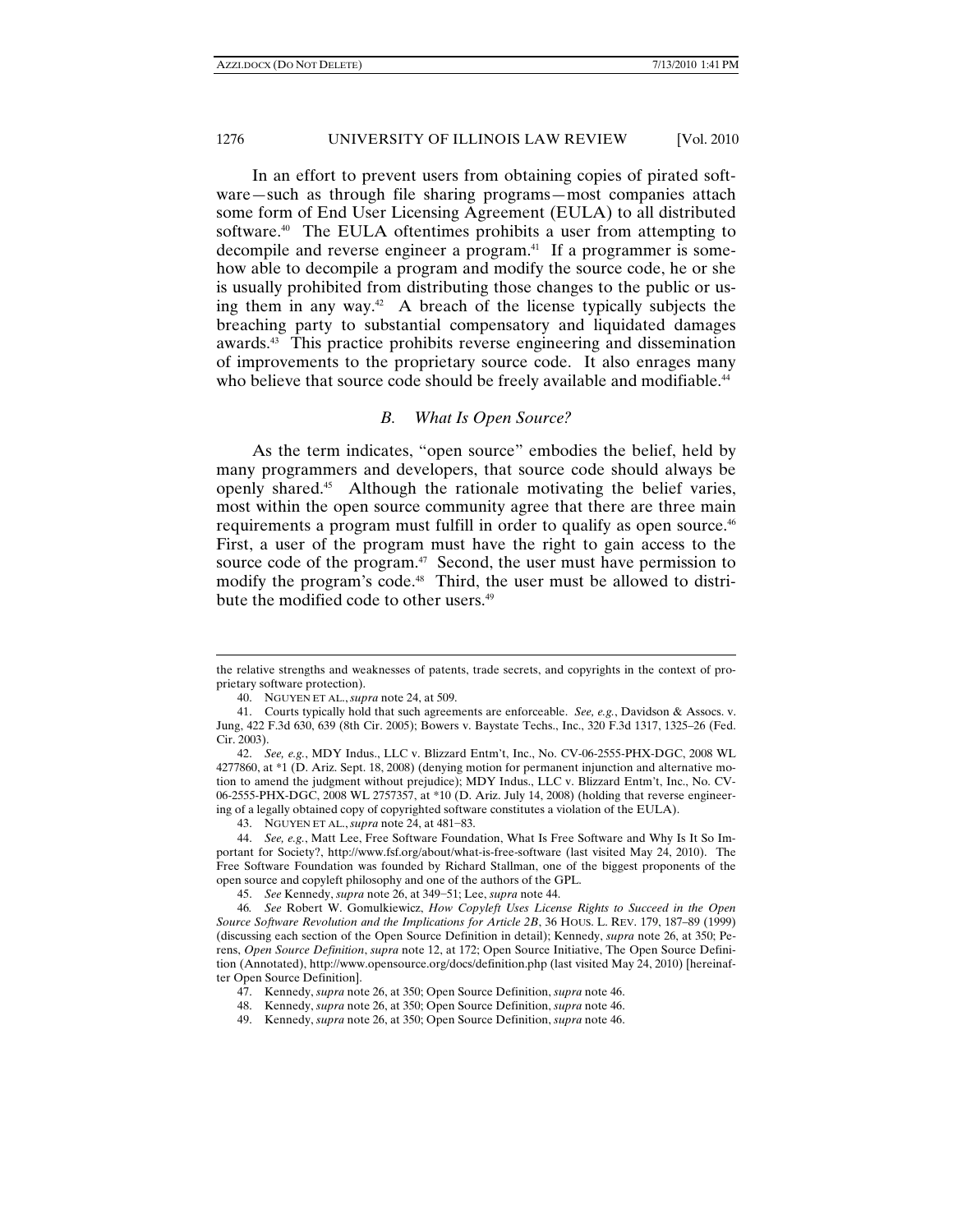In an effort to prevent users from obtaining copies of pirated software—such as through file sharing programs—most companies attach some form of End User Licensing Agreement (EULA) to all distributed software.[40] The EULA oftentimes prohibits a user from attempting to decompile and reverse engineer a program.[41] If a programmer is somehow able to decompile a program and modify the source code, he or she is usually prohibited from distributing those changes to the public or using them in any way.[42] A breach of the license typically subjects the breaching party to substantial compensatory and liquidated damages awards.[43] This practice prohibits reverse engineering and dissemination of improvements to the proprietary source code. It also enrages many who believe that source code should be freely available and modifiable.[44]

### *B. What Is Open Source?*

As the term indicates, "open source" embodies the belief, held by many programmers and developers, that source code should always be openly shared.[45] Although the rationale motivating the belief varies, most within the open source community agree that there are three main requirements a program must fulfill in order to qualify as open source.[46] First, a user of the program must have the right to gain access to the source code of the program.[47] Second, the user must have permission to modify the program's code.[48] Third, the user must be allowed to distribute the modified code to other users.[49]

---

the relative strengths and weaknesses of patents, trade secrets, and copyrights in the context of proprietary software protection).

40. NGUYEN ET AL., *supra* note 24, at 509.

41. Courts typically hold that such agreements are enforceable. *See, e.g.*, Davidson & Assocs. v. Jung, 422 F.3d 630, 639 (8th Cir. 2005); Bowers v. Baystate Techs., Inc., 320 F.3d 1317, 1325–26 (Fed. Cir. 2003).

42. *See, e.g.*, MDY Indus., LLC v. Blizzard Entm't, Inc., No. CV-06-2555-PHX-DGC, 2008 WL 4277860, at *1 (D. Ariz. Sept. 18, 2008) (denying motion for permanent injunction and alternative motion to amend the judgment without prejudice); MDY Indus., LLC v. Blizzard Entm't, Inc., No. CV-06-2555-PHX-DGC, 2008 WL 2757357, at *10 (D. Ariz. July 14, 2008) (holding that reverse engineering of a legally obtained copy of copyrighted software constitutes a violation of the EULA).

43. NGUYEN ET AL., *supra* note 24, at 481–83.

44. *See, e.g.*, Matt Lee, Free Software Foundation, What Is Free Software and Why Is It So Important for Society?, http://www.fsf.org/about/what-is-free-software (last visited May 24, 2010). The Free Software Foundation was founded by Richard Stallman, one of the biggest proponents of the open source and copyleft philosophy and one of the authors of the GPL.

45. *See* Kennedy, *supra* note 26, at 349–51; Lee, *supra* note 44.

46. *See* Robert W. Gomulkiewicz, *How Copyleft Uses License Rights to Succeed in the Open Source Software Revolution and the Implications for Article 2B*, 36 HOUS. L. REV. 179, 187–89 (1999) (discussing each section of the Open Source Definition in detail); Kennedy, *supra* note 26, at 350; Perens, *Open Source Definition*, *supra* note 12, at 172; Open Source Initiative, The Open Source Definition (Annotated), http://www.opensource.org/docs/definition.php (last visited May 24, 2010) [hereinafter Open Source Definition].

47. Kennedy, *supra* note 26, at 350; Open Source Definition, *supra* note 46.

48. Kennedy, *supra* note 26, at 350; Open Source Definition, *supra* note 46.

49. Kennedy, *supra* note 26, at 350; Open Source Definition, *supra* note 46.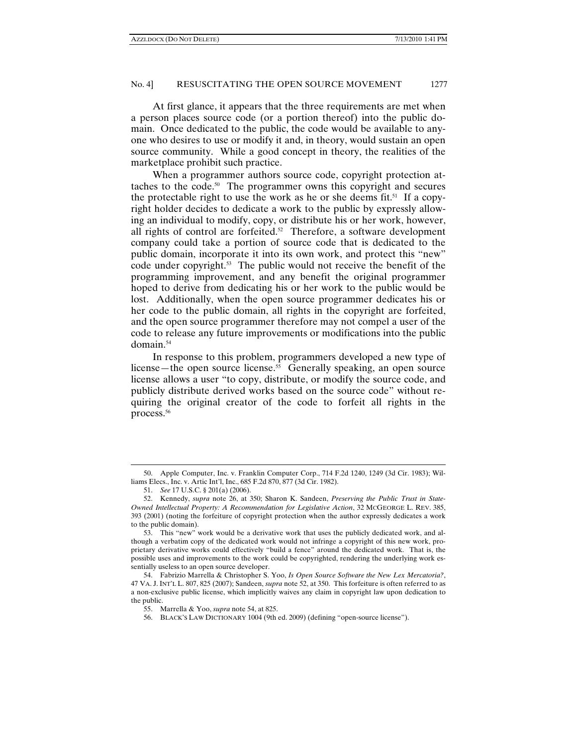At first glance, it appears that the three requirements are met when a person places source code (or a portion thereof) into the public domain. Once dedicated to the public, the code would be available to anyone who desires to use or modify it and, in theory, would sustain an open source community. While a good concept in theory, the realities of the marketplace prohibit such practice.

When a programmer authors source code, copyright protection attaches to the code.[50] The programmer owns this copyright and secures the protectable right to use the work as he or she deems fit.[51] If a copyright holder decides to dedicate a work to the public by expressly allowing an individual to modify, copy, or distribute his or her work, however, all rights of control are forfeited.[52] Therefore, a software development company could take a portion of source code that is dedicated to the public domain, incorporate it into its own work, and protect this "new" code under copyright.[53] The public would not receive the benefit of the programming improvement, and any benefit the original programmer hoped to derive from dedicating his or her work to the public would be lost. Additionally, when the open source programmer dedicates his or her code to the public domain, all rights in the copyright are forfeited, and the open source programmer therefore may not compel a user of the code to release any future improvements or modifications into the public domain.[54]

In response to this problem, programmers developed a new type of license—the open source license.[55] Generally speaking, an open source license allows a user "to copy, distribute, or modify the source code, and publicly distribute derived works based on the source code" without requiring the original creator of the code to forfeit all rights in the process.[56]

---

50. Apple Computer, Inc. v. Franklin Computer Corp., 714 F.2d 1240, 1249 (3d Cir. 1983); Williams Elecs., Inc. v. Artic Int'l, Inc., 685 F.2d 870, 877 (3d Cir. 1982).

51. *See* 17 U.S.C. § 201(a) (2006).

52. Kennedy, *supra* note 26, at 350; Sharon K. Sandeen, *Preserving the Public Trust in State-Owned Intellectual Property: A Recommendation for Legislative Action*, 32 MCGEORGE L. REV. 385, 393 (2001) (noting the forfeiture of copyright protection when the author expressly dedicates a work to the public domain).

53. This "new" work would be a derivative work that uses the publicly dedicated work, and although a verbatim copy of the dedicated work would not infringe a copyright of this new work, proprietary derivative works could effectively "build a fence" around the dedicated work. That is, the possible uses and improvements to the work could be copyrighted, rendering the underlying work essentially useless to an open source developer.

54. Fabrizio Marrella & Christopher S. Yoo, *Is Open Source Software the New Lex Mercatoria?*, 47 VA. J. INT'L L. 807, 825 (2007); Sandeen, *supra* note 52, at 350. This forfeiture is often referred to as a non-exclusive public license, which implicitly waives any claim in copyright law upon dedication to the public.

55. Marrella & Yoo, *supra* note 54, at 825.

56. BLACK'S LAW DICTIONARY 1004 (9th ed. 2009) (defining "open-source license").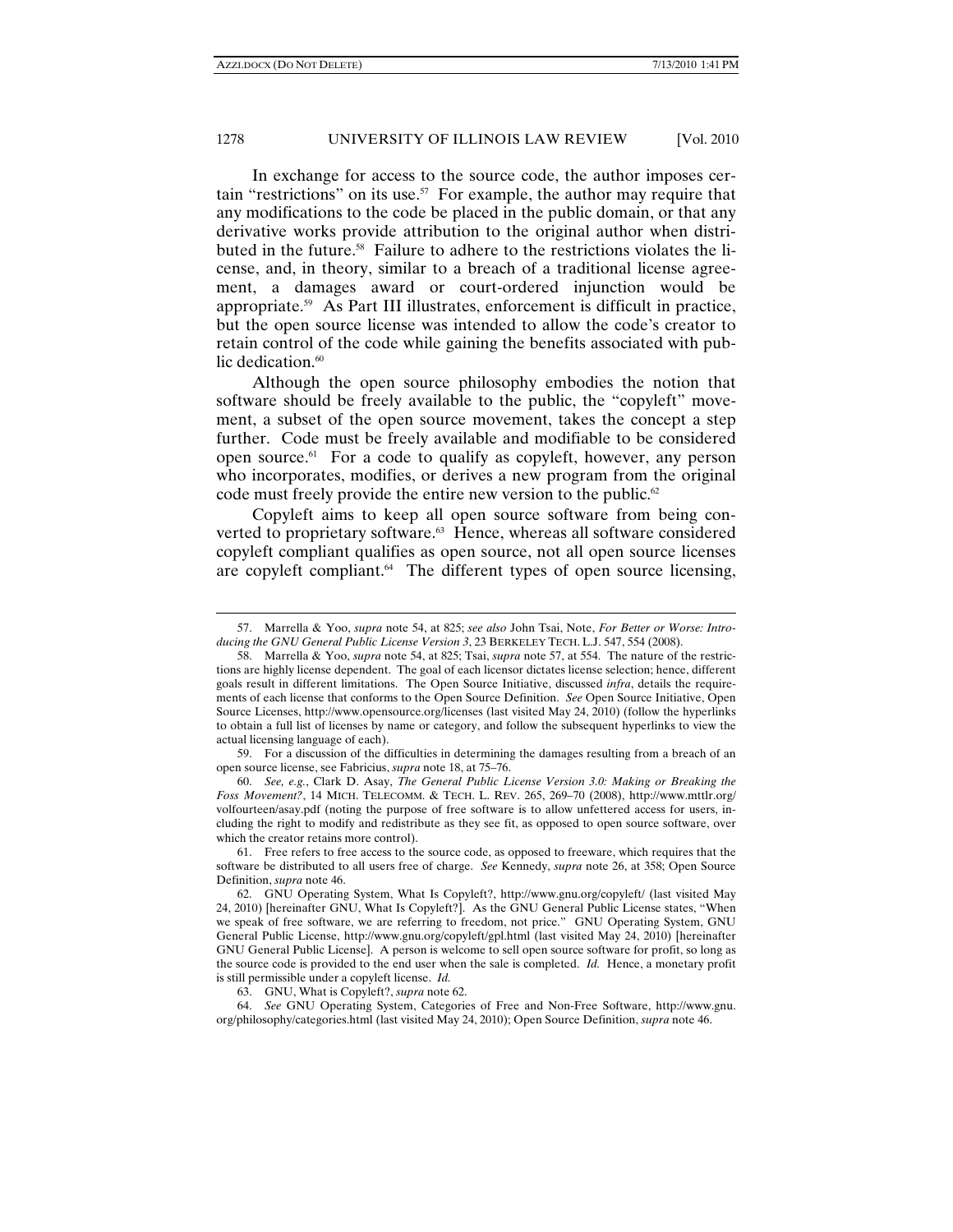In exchange for access to the source code, the author imposes certain "restrictions" on its use.[57] For example, the author may require that any modifications to the code be placed in the public domain, or that any derivative works provide attribution to the original author when distributed in the future.[58] Failure to adhere to the restrictions violates the license, and, in theory, similar to a breach of a traditional license agreement, a damages award or court-ordered injunction would be appropriate.[59] As Part III illustrates, enforcement is difficult in practice, but the open source license was intended to allow the code's creator to retain control of the code while gaining the benefits associated with public dedication.[60]

Although the open source philosophy embodies the notion that software should be freely available to the public, the "copyleft" movement, a subset of the open source movement, takes the concept a step further. Code must be freely available and modifiable to be considered open source.[61] For a code to qualify as copyleft, however, any person who incorporates, modifies, or derives a new program from the original code must freely provide the entire new version to the public.[62]

Copyleft aims to keep all open source software from being converted to proprietary software.[63] Hence, whereas all software considered copyleft compliant qualifies as open source, not all open source licenses are copyleft compliant.[64] The different types of open source licensing,

---

57. Marrella & Yoo, *supra* note 54, at 825; *see also* John Tsai, Note, *For Better or Worse: Introducing the GNU General Public License Version 3*, 23 BERKELEY TECH. L.J. 547, 554 (2008).

58. Marrella & Yoo, *supra* note 54, at 825; Tsai, *supra* note 57, at 554. The nature of the restrictions are highly license dependent. The goal of each licensor dictates license selection; hence, different goals result in different limitations. The Open Source Initiative, discussed *infra*, details the requirements of each license that conforms to the Open Source Definition. *See* Open Source Initiative, Open Source Licenses, http://www.opensource.org/licenses (last visited May 24, 2010) (follow the hyperlinks to obtain a full list of licenses by name or category, and follow the subsequent hyperlinks to view the actual licensing language of each).

59. For a discussion of the difficulties in determining the damages resulting from a breach of an open source license, see Fabricius, *supra* note 18, at 75–76.

60. *See, e.g.*, Clark D. Asay, *The General Public License Version 3.0: Making or Breaking the Foss Movement?*, 14 MICH. TELECOMM. & TECH. L. REV. 265, 269–70 (2008), http://www.mttlr.org/volfourteen/asay.pdf (noting the purpose of free software is to allow unfettered access for users, including the right to modify and redistribute as they see fit, as opposed to open source software, over which the creator retains more control).

61. Free refers to free access to the source code, as opposed to freeware, which requires that the software be distributed to all users free of charge. *See* Kennedy, *supra* note 26, at 358; Open Source Definition, *supra* note 46.

62. GNU Operating System, What Is Copyleft?, http://www.gnu.org/copyleft/ (last visited May 24, 2010) [hereinafter GNU, What Is Copyleft?]. As the GNU General Public License states, "When we speak of free software, we are referring to freedom, not price." GNU Operating System, GNU General Public License, http://www.gnu.org/copyleft/gpl.html (last visited May 24, 2010) [hereinafter GNU General Public License]. A person is welcome to sell open source software for profit, so long as the source code is provided to the end user when the sale is completed. *Id.* Hence, a monetary profit is still permissible under a copyleft license. *Id.*

63. GNU, What is Copyleft?, *supra* note 62.

64. *See* GNU Operating System, Categories of Free and Non-Free Software, http://www.gnu.org/philosophy/categories.html (last visited May 24, 2010); Open Source Definition, *supra* note 46.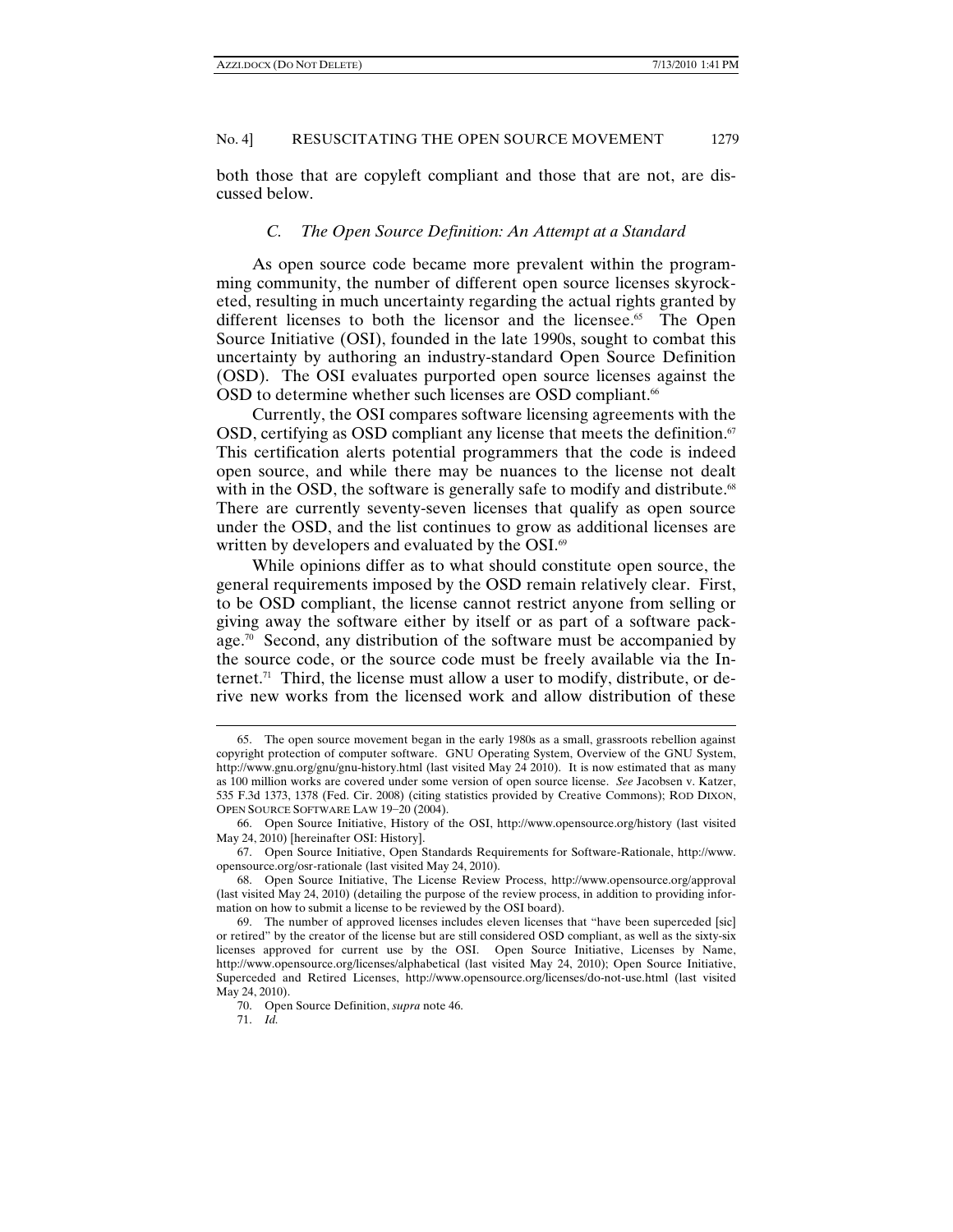both those that are copyleft compliant and those that are not, are discussed below.

### *C. The Open Source Definition: An Attempt at a Standard*

As open source code became more prevalent within the programming community, the number of different open source licenses skyrocketed, resulting in much uncertainty regarding the actual rights granted by different licenses to both the licensor and the licensee.[65] The Open Source Initiative (OSI), founded in the late 1990s, sought to combat this uncertainty by authoring an industry-standard Open Source Definition (OSD). The OSI evaluates purported open source licenses against the OSD to determine whether such licenses are OSD compliant.[66]

Currently, the OSI compares software licensing agreements with the OSD, certifying as OSD compliant any license that meets the definition.[67] This certification alerts potential programmers that the code is indeed open source, and while there may be nuances to the license not dealt with in the OSD, the software is generally safe to modify and distribute.[68] There are currently seventy-seven licenses that qualify as open source under the OSD, and the list continues to grow as additional licenses are written by developers and evaluated by the OSI.[69]

While opinions differ as to what should constitute open source, the general requirements imposed by the OSD remain relatively clear. First, to be OSD compliant, the license cannot restrict anyone from selling or giving away the software either by itself or as part of a software package.[70] Second, any distribution of the software must be accompanied by the source code, or the source code must be freely available via the Internet.[71] Third, the license must allow a user to modify, distribute, or derive new works from the licensed work and allow distribution of these

---

65. The open source movement began in the early 1980s as a small, grassroots rebellion against copyright protection of computer software. GNU Operating System, Overview of the GNU System, http://www.gnu.org/gnu/gnu-history.html (last visited May 24 2010). It is now estimated that as many as 100 million works are covered under some version of open source license. *See* Jacobsen v. Katzer, 535 F.3d 1373, 1378 (Fed. Cir. 2008) (citing statistics provided by Creative Commons); ROD DIXON, OPEN SOURCE SOFTWARE LAW 19–20 (2004).

66. Open Source Initiative, History of the OSI, http://www.opensource.org/history (last visited May 24, 2010) [hereinafter OSI: History].

67. Open Source Initiative, Open Standards Requirements for Software-Rationale, http://www.opensource.org/osr-rationale (last visited May 24, 2010).

68. Open Source Initiative, The License Review Process, http://www.opensource.org/approval (last visited May 24, 2010) (detailing the purpose of the review process, in addition to providing information on how to submit a license to be reviewed by the OSI board).

69. The number of approved licenses includes eleven licenses that "have been superceded [sic] or retired" by the creator of the license but are still considered OSD compliant, as well as the sixty-six licenses approved for current use by the OSI. Open Source Initiative, Licenses by Name, http://www.opensource.org/licenses/alphabetical (last visited May 24, 2010); Open Source Initiative, Superceded and Retired Licenses, http://www.opensource.org/licenses/do-not-use.html (last visited May 24, 2010).

70. Open Source Definition, *supra* note 46.

71. *Id.*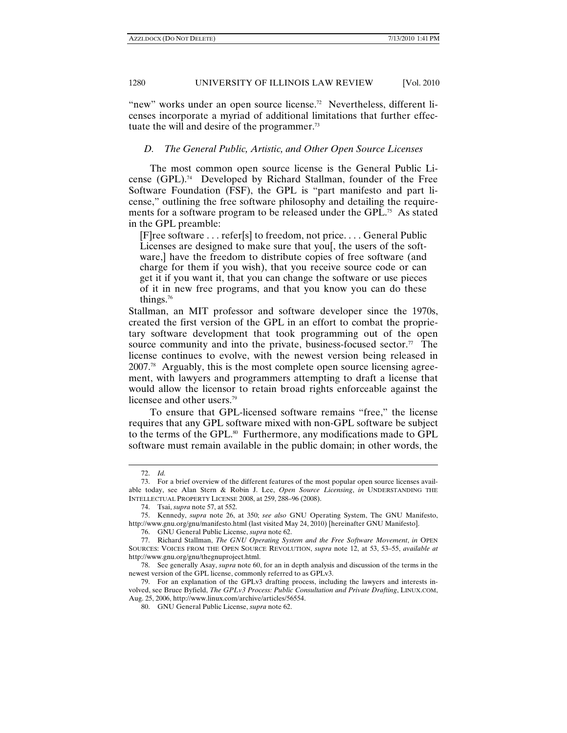"new" works under an open source license.[72] Nevertheless, different licenses incorporate a myriad of additional limitations that further effectuate the will and desire of the programmer.[73]

### *D. The General Public, Artistic, and Other Open Source Licenses*

The most common open source license is the General Public License (GPL).[74] Developed by Richard Stallman, founder of the Free Software Foundation (FSF), the GPL is "part manifesto and part license," outlining the free software philosophy and detailing the requirements for a software program to be released under the GPL.[75] As stated in the GPL preamble:

> [F]ree software . . . refer[s] to freedom, not price. . . . General Public Licenses are designed to make sure that you[, the users of the software,] have the freedom to distribute copies of free software (and charge for them if you wish), that you receive source code or can get it if you want it, that you can change the software or use pieces of it in new free programs, and that you know you can do these things.[76]

Stallman, an MIT professor and software developer since the 1970s, created the first version of the GPL in an effort to combat the proprietary software development that took programming out of the open source community and into the private, business-focused sector.[77] The license continues to evolve, with the newest version being released in 2007.[78] Arguably, this is the most complete open source licensing agreement, with lawyers and programmers attempting to draft a license that would allow the licensor to retain broad rights enforceable against the licensee and other users.[79]

To ensure that GPL-licensed software remains "free," the license requires that any GPL software mixed with non-GPL software be subject to the terms of the GPL.[80] Furthermore, any modifications made to GPL software must remain available in the public domain; in other words, the

---

72. *Id.*

73. For a brief overview of the different features of the most popular open source licenses available today, see Alan Stern & Robin J. Lee, *Open Source Licensing*, *in* UNDERSTANDING THE INTELLECTUAL PROPERTY LICENSE 2008, at 259, 288–96 (2008).

74. Tsai, *supra* note 57, at 552.

75. Kennedy, *supra* note 26, at 350; *see also* GNU Operating System, The GNU Manifesto, http://www.gnu.org/gnu/manifesto.html (last visited May 24, 2010) [hereinafter GNU Manifesto].

76. GNU General Public License, *supra* note 62.

77. Richard Stallman, *The GNU Operating System and the Free Software Movement*, *in* OPEN SOURCES: VOICES FROM THE OPEN SOURCE REVOLUTION, *supra* note 12, at 53, 53–55, *available at* http://www.gnu.org/gnu/thegnuproject.html.

78. See generally Asay, *supra* note 60, for an in depth analysis and discussion of the terms in the newest version of the GPL license, commonly referred to as GPLv3.

79. For an explanation of the GPLv3 drafting process, including the lawyers and interests involved, see Bruce Byfield, *The GPLv3 Process: Public Consultation and Private Drafting*, LINUX.COM, Aug. 25, 2006, http://www.linux.com/archive/articles/56554.

80. GNU General Public License, *supra* note 62.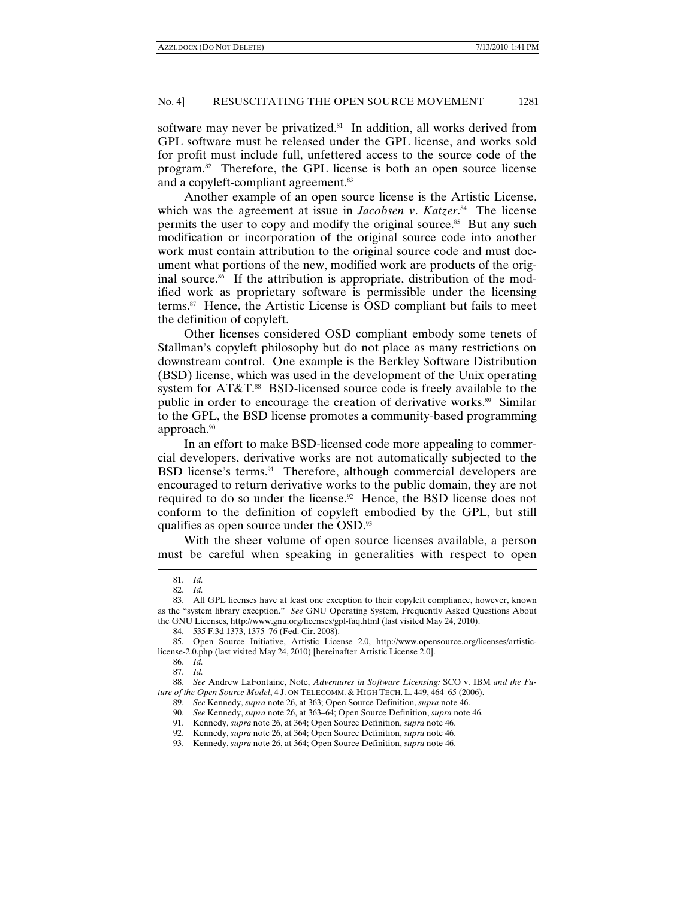software may never be privatized.[81] In addition, all works derived from GPL software must be released under the GPL license, and works sold for profit must include full, unfettered access to the source code of the program.[82] Therefore, the GPL license is both an open source license and a copyleft-compliant agreement.[83]

Another example of an open source license is the Artistic License, which was the agreement at issue in *Jacobsen v. Katzer*.[84] The license permits the user to copy and modify the original source.[85] But any such modification or incorporation of the original source code into another work must contain attribution to the original source code and must document what portions of the new, modified work are products of the original source.[86] If the attribution is appropriate, distribution of the modified work as proprietary software is permissible under the licensing terms.[87] Hence, the Artistic License is OSD compliant but fails to meet the definition of copyleft.

Other licenses considered OSD compliant embody some tenets of Stallman's copyleft philosophy but do not place as many restrictions on downstream control. One example is the Berkley Software Distribution (BSD) license, which was used in the development of the Unix operating system for AT&T.[88] BSD-licensed source code is freely available to the public in order to encourage the creation of derivative works.[89] Similar to the GPL, the BSD license promotes a community-based programming approach.[90]

In an effort to make BSD-licensed code more appealing to commercial developers, derivative works are not automatically subjected to the BSD license's terms.[91] Therefore, although commercial developers are encouraged to return derivative works to the public domain, they are not required to do so under the license.[92] Hence, the BSD license does not conform to the definition of copyleft embodied by the GPL, but still qualifies as open source under the OSD.[93]

With the sheer volume of open source licenses available, a person must be careful when speaking in generalities with respect to open

---

81. *Id.*

82. *Id.*

83. All GPL licenses have at least one exception to their copyleft compliance, however, known as the "system library exception." *See* GNU Operating System, Frequently Asked Questions About the GNU Licenses, http://www.gnu.org/licenses/gpl-faq.html (last visited May 24, 2010).

84. 535 F.3d 1373, 1375–76 (Fed. Cir. 2008).

85. Open Source Initiative, Artistic License 2.0, http://www.opensource.org/licenses/artistic-license-2.0.php (last visited May 24, 2010) [hereinafter Artistic License 2.0].

86. *Id.*

87. *Id.*

88. *See* Andrew LaFontaine, Note, *Adventures in Software Licensing:* SCO v. IBM *and the Future of the Open Source Model*, 4 J. ON TELECOMM. & HIGH TECH. L. 449, 464–65 (2006).

89. *See* Kennedy, *supra* note 26, at 363; Open Source Definition, *supra* note 46.

90. *See* Kennedy, *supra* note 26, at 363–64; Open Source Definition, *supra* note 46.

91. Kennedy, *supra* note 26, at 364; Open Source Definition, *supra* note 46.

92. Kennedy, *supra* note 26, at 364; Open Source Definition, *supra* note 46.

93. Kennedy, *supra* note 26, at 364; Open Source Definition, *supra* note 46.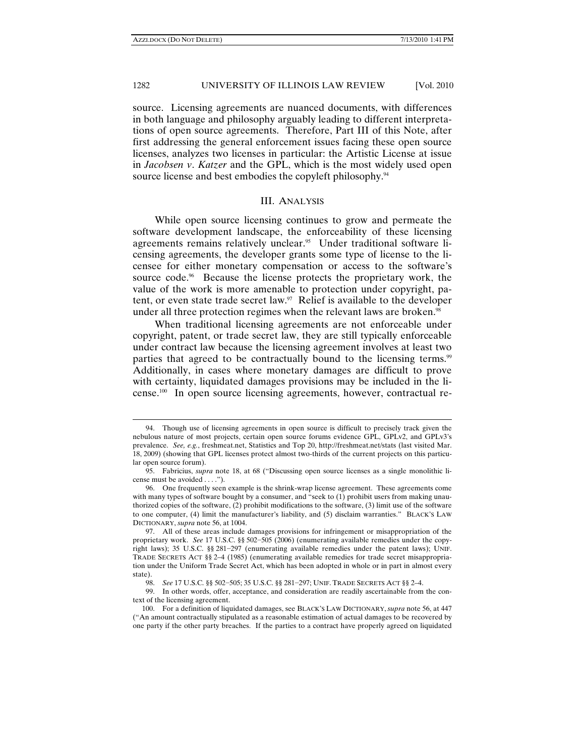source. Licensing agreements are nuanced documents, with differences in both language and philosophy arguably leading to different interpretations of open source agreements. Therefore, Part III of this Note, after first addressing the general enforcement issues facing these open source licenses, analyzes two licenses in particular: the Artistic License at issue in *Jacobsen v. Katzer* and the GPL, which is the most widely used open source license and best embodies the copyleft philosophy.[94]

## III. Analysis

While open source licensing continues to grow and permeate the software development landscape, the enforceability of these licensing agreements remains relatively unclear.[95] Under traditional software licensing agreements, the developer grants some type of license to the licensee for either monetary compensation or access to the software's source code.[96] Because the license protects the proprietary work, the value of the work is more amenable to protection under copyright, patent, or even state trade secret law.[97] Relief is available to the developer under all three protection regimes when the relevant laws are broken.[98]

When traditional licensing agreements are not enforceable under copyright, patent, or trade secret law, they are still typically enforceable under contract law because the licensing agreement involves at least two parties that agreed to be contractually bound to the licensing terms.[99] Additionally, in cases where monetary damages are difficult to prove with certainty, liquidated damages provisions may be included in the license.[100] In open source licensing agreements, however, contractual re-

---

94. Though use of licensing agreements in open source is difficult to precisely track given the nebulous nature of most projects, certain open source forums evidence GPL, GPLv2, and GPLv3's prevalence. *See, e.g.*, freshmeat.net, Statistics and Top 20, http://freshmeat.net/stats (last visited Mar. 18, 2009) (showing that GPL licenses protect almost two-thirds of the current projects on this particular open source forum).

95. Fabricius, *supra* note 18, at 68 ("Discussing open source licenses as a single monolithic license must be avoided . . . .").

96. One frequently seen example is the shrink-wrap license agreement. These agreements come with many types of software bought by a consumer, and "seek to (1) prohibit users from making unauthorized copies of the software, (2) prohibit modifications to the software, (3) limit use of the software to one computer, (4) limit the manufacturer's liability, and (5) disclaim warranties." BLACK'S LAW DICTIONARY, *supra* note 56, at 1004.

97. All of these areas include damages provisions for infringement or misappropriation of the proprietary work. *See* 17 U.S.C. §§ 502–505 (2006) (enumerating available remedies under the copyright laws); 35 U.S.C. §§ 281–297 (enumerating available remedies under the patent laws); UNIF. TRADE SECRETS ACT §§ 2–4 (1985) (enumerating available remedies for trade secret misappropriation under the Uniform Trade Secret Act, which has been adopted in whole or in part in almost every state).

98. *See* 17 U.S.C. §§ 502–505; 35 U.S.C. §§ 281–297; UNIF. TRADE SECRETS ACT §§ 2–4.

99. In other words, offer, acceptance, and consideration are readily ascertainable from the context of the licensing agreement.

100. For a definition of liquidated damages, see BLACK'S LAW DICTIONARY, *supra* note 56, at 447 ("An amount contractually stipulated as a reasonable estimation of actual damages to be recovered by one party if the other party breaches. If the parties to a contract have properly agreed on liquidated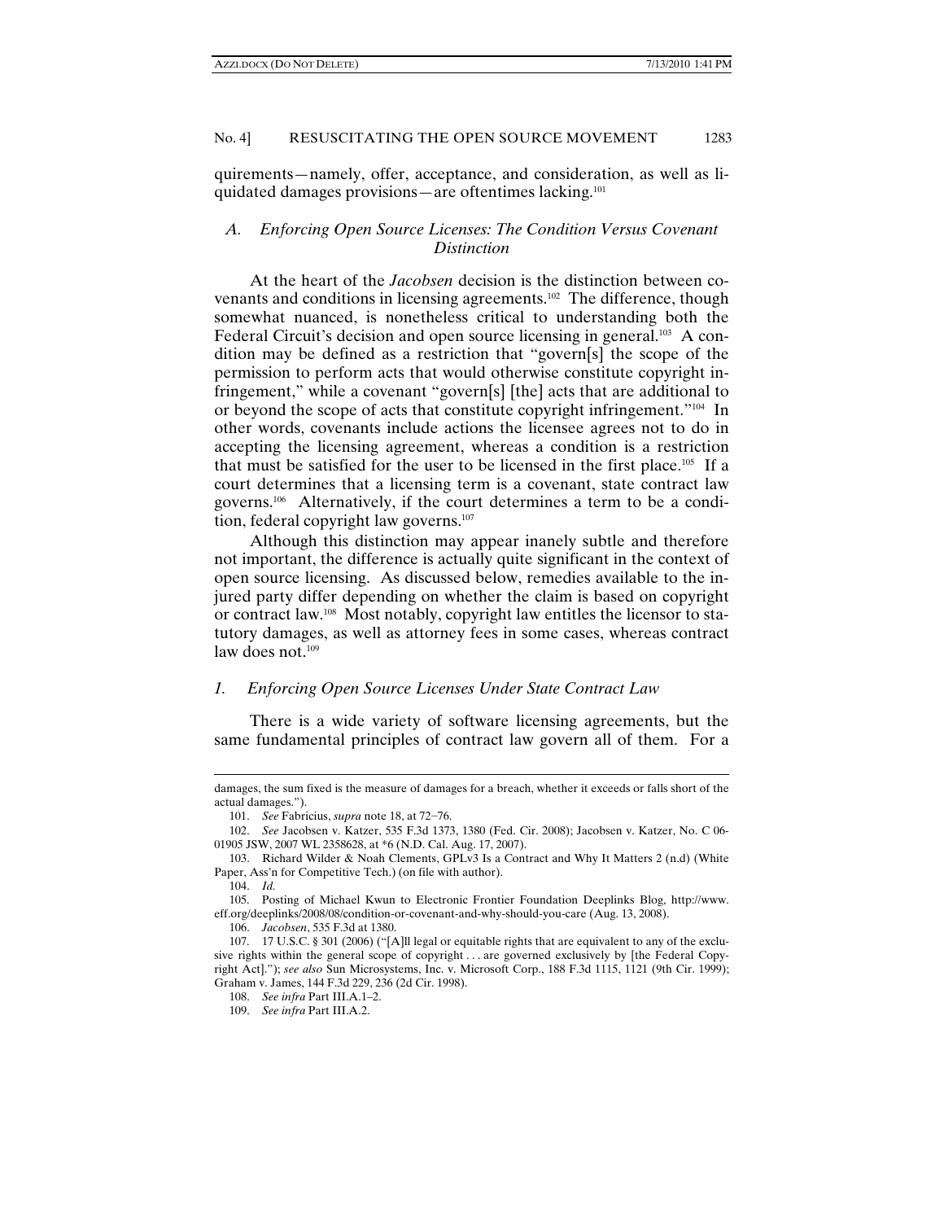quirements—namely, offer, acceptance, and consideration, as well as liquidated damages provisions—are oftentimes lacking.[101]

### *A. Enforcing Open Source Licenses: The Condition Versus Covenant Distinction*

At the heart of the *Jacobsen* decision is the distinction between covenants and conditions in licensing agreements.[102] The difference, though somewhat nuanced, is nonetheless critical to understanding both the Federal Circuit's decision and open source licensing in general.[103] A condition may be defined as a restriction that "govern[s] the scope of the permission to perform acts that would otherwise constitute copyright infringement," while a covenant "govern[s] [the] acts that are additional to or beyond the scope of acts that constitute copyright infringement."[104] In other words, covenants include actions the licensee agrees not to do in accepting the licensing agreement, whereas a condition is a restriction that must be satisfied for the user to be licensed in the first place.[105] If a court determines that a licensing term is a covenant, state contract law governs.[106] Alternatively, if the court determines a term to be a condition, federal copyright law governs.[107]

Although this distinction may appear inanely subtle and therefore not important, the difference is actually quite significant in the context of open source licensing. As discussed below, remedies available to the injured party differ depending on whether the claim is based on copyright or contract law.[108] Most notably, copyright law entitles the licensor to statutory damages, as well as attorney fees in some cases, whereas contract law does not.[109]

#### *1. Enforcing Open Source Licenses Under State Contract Law*

There is a wide variety of software licensing agreements, but the same fundamental principles of contract law govern all of them. For a

---

damages, the sum fixed is the measure of damages for a breach, whether it exceeds or falls short of the actual damages.").

101. *See* Fabricius, *supra* note 18, at 72–76.

102. *See* Jacobsen v. Katzer, 535 F.3d 1373, 1380 (Fed. Cir. 2008); Jacobsen v. Katzer, No. C 06-01905 JSW, 2007 WL 2358628, at *6 (N.D. Cal. Aug. 17, 2007).

103. Richard Wilder & Noah Clements, GPLv3 Is a Contract and Why It Matters 2 (n.d) (White Paper, Ass'n for Competitive Tech.) (on file with author).

104. *Id.*

105. Posting of Michael Kwun to Electronic Frontier Foundation Deeplinks Blog, http://www.eff.org/deeplinks/2008/08/condition-or-covenant-and-why-should-you-care (Aug. 13, 2008).

106. *Jacobsen*, 535 F.3d at 1380.

107. 17 U.S.C. § 301 (2006) ("[A]ll legal or equitable rights that are equivalent to any of the exclusive rights within the general scope of copyright . . . are governed exclusively by [the Federal Copyright Act]."); *see also* Sun Microsystems, Inc. v. Microsoft Corp., 188 F.3d 1115, 1121 (9th Cir. 1999); Graham v. James, 144 F.3d 229, 236 (2d Cir. 1998).

108. *See infra* Part III.A.1–2.

109. *See infra* Part III.A.2.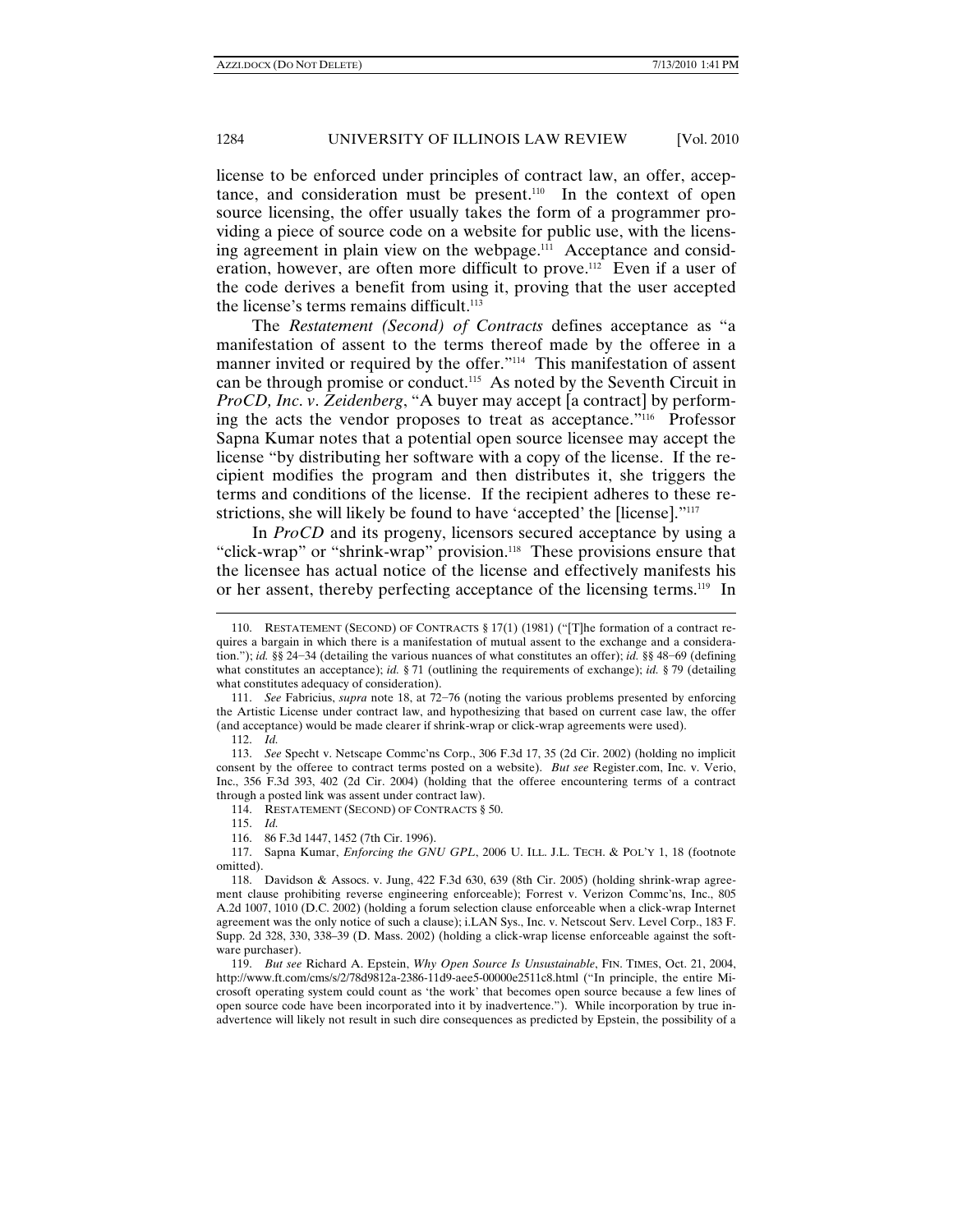license to be enforced under principles of contract law, an offer, acceptance, and consideration must be present.[110] In the context of open source licensing, the offer usually takes the form of a programmer providing a piece of source code on a website for public use, with the licensing agreement in plain view on the webpage.[111] Acceptance and consideration, however, are often more difficult to prove.[112] Even if a user of the code derives a benefit from using it, proving that the user accepted the license's terms remains difficult.[113]

The *Restatement (Second) of Contracts* defines acceptance as "a manifestation of assent to the terms thereof made by the offeree in a manner invited or required by the offer."[114] This manifestation of assent can be through promise or conduct.[115] As noted by the Seventh Circuit in *ProCD, Inc. v. Zeidenberg*, "A buyer may accept [a contract] by performing the acts the vendor proposes to treat as acceptance."[116] Professor Sapna Kumar notes that a potential open source licensee may accept the license "by distributing her software with a copy of the license. If the recipient modifies the program and then distributes it, she triggers the terms and conditions of the license. If the recipient adheres to these restrictions, she will likely be found to have 'accepted' the [license]."[117]

In *ProCD* and its progeny, licensors secured acceptance by using a "click-wrap" or "shrink-wrap" provision.[118] These provisions ensure that the licensee has actual notice of the license and effectively manifests his or her assent, thereby perfecting acceptance of the licensing terms.[119] In

---

110. RESTATEMENT (SECOND) OF CONTRACTS § 17(1) (1981) ("[T]he formation of a contract requires a bargain in which there is a manifestation of mutual assent to the exchange and a consideration."); *id.* §§ 24–34 (detailing the various nuances of what constitutes an offer); *id.* §§ 48–69 (defining what constitutes an acceptance); *id.* § 71 (outlining the requirements of exchange); *id.* § 79 (detailing what constitutes adequacy of consideration).

111. *See* Fabricius, *supra* note 18, at 72–76 (noting the various problems presented by enforcing the Artistic License under contract law, and hypothesizing that based on current case law, the offer (and acceptance) would be made clearer if shrink-wrap or click-wrap agreements were used).

112. *Id.*

113. *See* Specht v. Netscape Commc'ns Corp., 306 F.3d 17, 35 (2d Cir. 2002) (holding no implicit consent by the offeree to contract terms posted on a website). *But see* Register.com, Inc. v. Verio, Inc., 356 F.3d 393, 402 (2d Cir. 2004) (holding that the offeree encountering terms of a contract through a posted link was assent under contract law).

114. RESTATEMENT (SECOND) OF CONTRACTS § 50.

115. *Id.*

116. 86 F.3d 1447, 1452 (7th Cir. 1996).

117. Sapna Kumar, *Enforcing the GNU GPL*, 2006 U. ILL. J.L. TECH. & POL'Y 1, 18 (footnote omitted).

118. Davidson & Assocs. v. Jung, 422 F.3d 630, 639 (8th Cir. 2005) (holding shrink-wrap agreement clause prohibiting reverse engineering enforceable); Forrest v. Verizon Commc'ns, Inc., 805 A.2d 1007, 1010 (D.C. 2002) (holding a forum selection clause enforceable when a click-wrap Internet agreement was the only notice of such a clause); i.LAN Sys., Inc. v. Netscout Serv. Level Corp., 183 F. Supp. 2d 328, 330, 338–39 (D. Mass. 2002) (holding a click-wrap license enforceable against the software purchaser).

119. *But see* Richard A. Epstein, *Why Open Source Is Unsustainable*, FIN. TIMES, Oct. 21, 2004, http://www.ft.com/cms/s/2/78d9812a-2386-11d9-aee5-00000e2511c8.html ("In principle, the entire Microsoft operating system could count as 'the work' that becomes open source because a few lines of open source code have been incorporated into it by inadvertence."). While incorporation by true inadvertence will likely not result in such dire consequences as predicted by Epstein, the possibility of a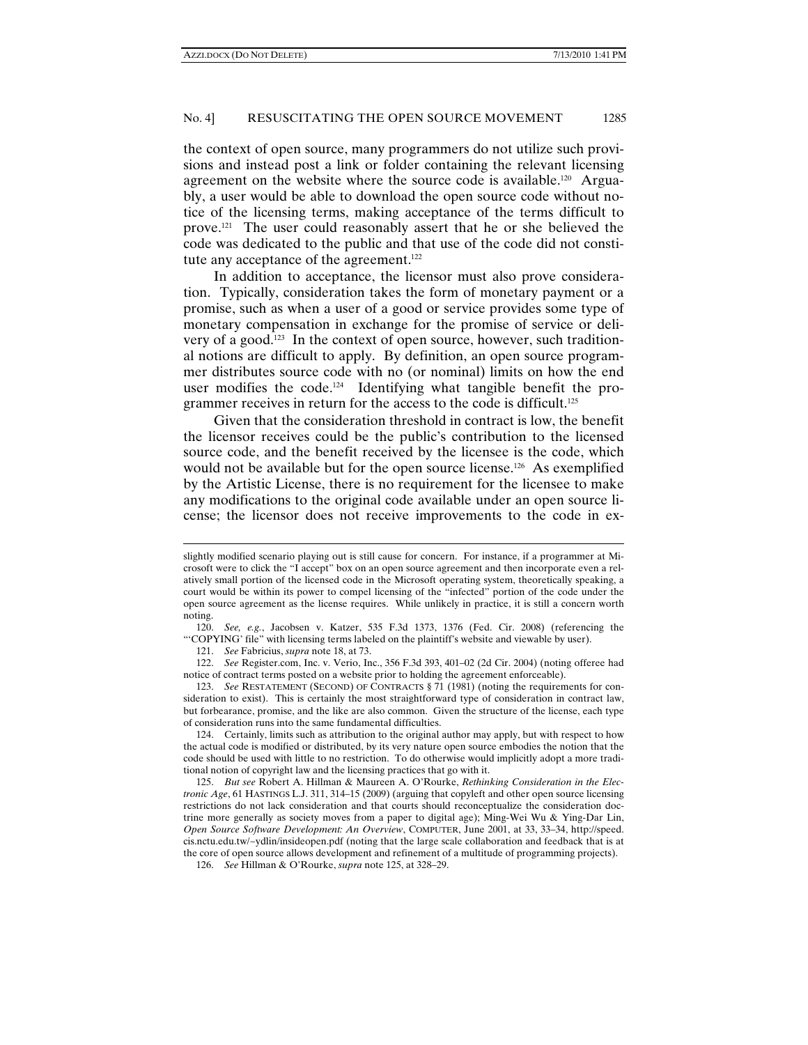the context of open source, many programmers do not utilize such provisions and instead post a link or folder containing the relevant licensing agreement on the website where the source code is available.[120] Arguably, a user would be able to download the open source code without notice of the licensing terms, making acceptance of the terms difficult to prove.[121] The user could reasonably assert that he or she believed the code was dedicated to the public and that use of the code did not constitute any acceptance of the agreement.[122]

In addition to acceptance, the licensor must also prove consideration. Typically, consideration takes the form of monetary payment or a promise, such as when a user of a good or service provides some type of monetary compensation in exchange for the promise of service or delivery of a good.[123] In the context of open source, however, such traditional notions are difficult to apply. By definition, an open source programmer distributes source code with no (or nominal) limits on how the end user modifies the code.[124] Identifying what tangible benefit the programmer receives in return for the access to the code is difficult.[125]

Given that the consideration threshold in contract is low, the benefit the licensor receives could be the public's contribution to the licensed source code, and the benefit received by the licensee is the code, which would not be available but for the open source license.[126] As exemplified by the Artistic License, there is no requirement for the licensee to make any modifications to the original code available under an open source license; the licensor does not receive improvements to the code in ex-

---

slightly modified scenario playing out is still cause for concern. For instance, if a programmer at Microsoft were to click the "I accept" box on an open source agreement and then incorporate even a relatively small portion of the licensed code in the Microsoft operating system, theoretically speaking, a court would be within its power to compel licensing of the "infected" portion of the code under the open source agreement as the license requires. While unlikely in practice, it is still a concern worth noting.

120. *See, e.g.*, Jacobsen v. Katzer, 535 F.3d 1373, 1376 (Fed. Cir. 2008) (referencing the "'COPYING' file" with licensing terms labeled on the plaintiff's website and viewable by user).

121. *See* Fabricius, *supra* note 18, at 73.

122. *See* Register.com, Inc. v. Verio, Inc., 356 F.3d 393, 401–02 (2d Cir. 2004) (noting offeree had notice of contract terms posted on a website prior to holding the agreement enforceable).

123. *See* RESTATEMENT (SECOND) OF CONTRACTS § 71 (1981) (noting the requirements for consideration to exist). This is certainly the most straightforward type of consideration in contract law, but forbearance, promise, and the like are also common. Given the structure of the license, each type of consideration runs into the same fundamental difficulties.

124. Certainly, limits such as attribution to the original author may apply, but with respect to how the actual code is modified or distributed, by its very nature open source embodies the notion that the code should be used with little to no restriction. To do otherwise would implicitly adopt a more traditional notion of copyright law and the licensing practices that go with it.

125. *But see* Robert A. Hillman & Maureen A. O'Rourke, *Rethinking Consideration in the Electronic Age*, 61 HASTINGS L.J. 311, 314–15 (2009) (arguing that copyleft and other open source licensing restrictions do not lack consideration and that courts should reconceptualize the consideration doctrine more generally as society moves from a paper to digital age); Ming-Wei Wu & Ying-Dar Lin, *Open Source Software Development: An Overview*, COMPUTER, June 2001, at 33, 33–34, http://speed.cis.nctu.edu.tw/~ydlin/insideopen.pdf (noting that the large scale collaboration and feedback that is at the core of open source allows development and refinement of a multitude of programming projects).

126. *See* Hillman & O'Rourke, *supra* note 125, at 328–29.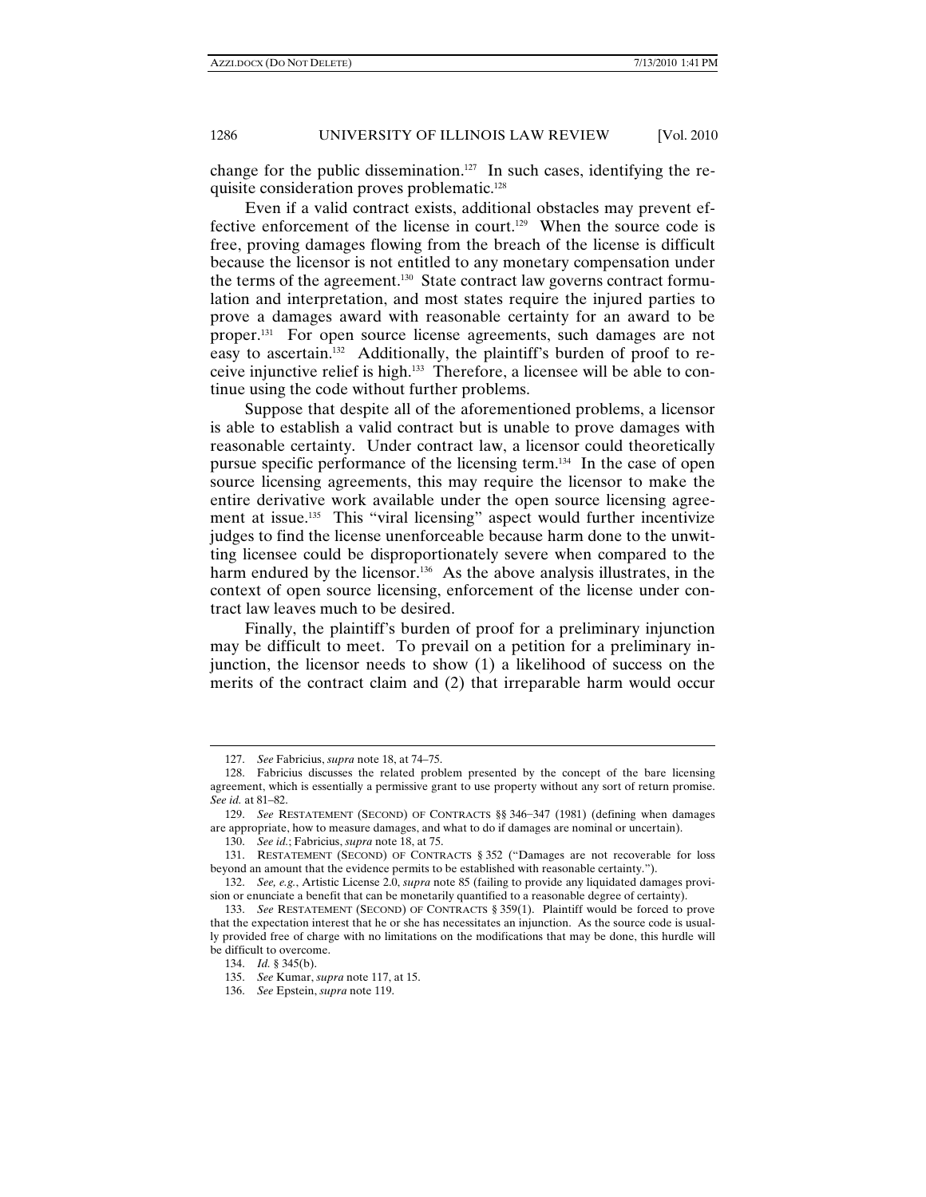change for the public dissemination.[127] In such cases, identifying the requisite consideration proves problematic.[128]

Even if a valid contract exists, additional obstacles may prevent effective enforcement of the license in court.[129] When the source code is free, proving damages flowing from the breach of the license is difficult because the licensor is not entitled to any monetary compensation under the terms of the agreement.[130] State contract law governs contract formulation and interpretation, and most states require the injured parties to prove a damages award with reasonable certainty for an award to be proper.[131] For open source license agreements, such damages are not easy to ascertain.[132] Additionally, the plaintiff's burden of proof to receive injunctive relief is high.[133] Therefore, a licensee will be able to continue using the code without further problems.

Suppose that despite all of the aforementioned problems, a licensor is able to establish a valid contract but is unable to prove damages with reasonable certainty. Under contract law, a licensor could theoretically pursue specific performance of the licensing term.[134] In the case of open source licensing agreements, this may require the licensor to make the entire derivative work available under the open source licensing agreement at issue.[135] This "viral licensing" aspect would further incentivize judges to find the license unenforceable because harm done to the unwitting licensee could be disproportionately severe when compared to the harm endured by the licensor.[136] As the above analysis illustrates, in the context of open source licensing, enforcement of the license under contract law leaves much to be desired.

Finally, the plaintiff's burden of proof for a preliminary injunction may be difficult to meet. To prevail on a petition for a preliminary injunction, the licensor needs to show (1) a likelihood of success on the merits of the contract claim and (2) that irreparable harm would occur

---

127. *See* Fabricius, *supra* note 18, at 74–75.

128. Fabricius discusses the related problem presented by the concept of the bare licensing agreement, which is essentially a permissive grant to use property without any sort of return promise. *See id.* at 81–82.

129. *See* RESTATEMENT (SECOND) OF CONTRACTS §§ 346–347 (1981) (defining when damages are appropriate, how to measure damages, and what to do if damages are nominal or uncertain).

130. *See id.*; Fabricius, *supra* note 18, at 75.

131. RESTATEMENT (SECOND) OF CONTRACTS § 352 ("Damages are not recoverable for loss beyond an amount that the evidence permits to be established with reasonable certainty.").

132. *See, e.g.*, Artistic License 2.0, *supra* note 85 (failing to provide any liquidated damages provision or enunciate a benefit that can be monetarily quantified to a reasonable degree of certainty).

133. *See* RESTATEMENT (SECOND) OF CONTRACTS § 359(1). Plaintiff would be forced to prove that the expectation interest that he or she has necessitates an injunction. As the source code is usually provided free of charge with no limitations on the modifications that may be done, this hurdle will be difficult to overcome.

134. *Id.* § 345(b).

135. *See* Kumar, *supra* note 117, at 15.

136. *See* Epstein, *supra* note 119.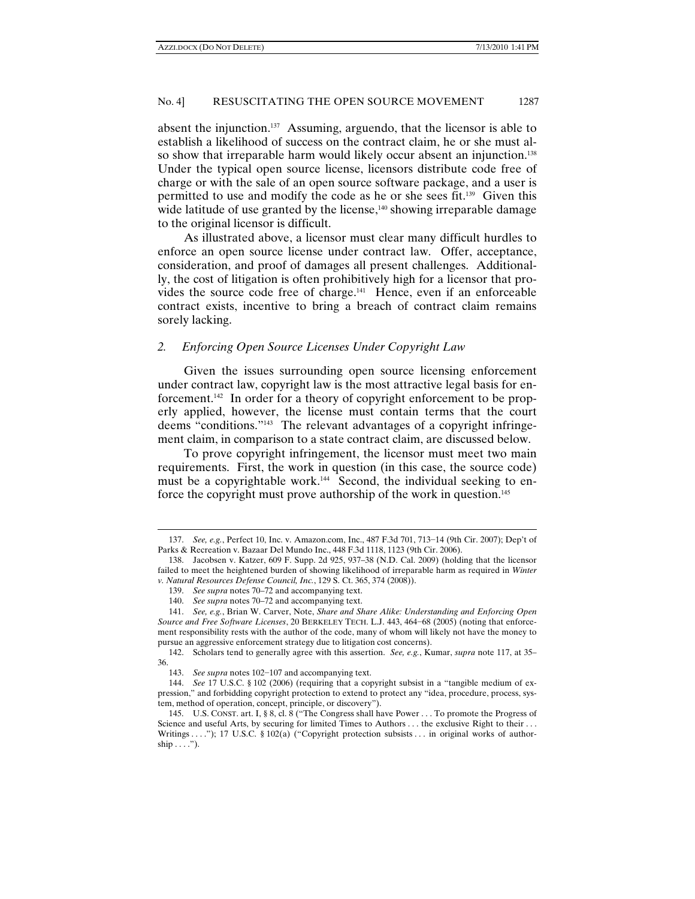absent the injunction.[137] Assuming, arguendo, that the licensor is able to establish a likelihood of success on the contract claim, he or she must also show that irreparable harm would likely occur absent an injunction.[138] Under the typical open source license, licensors distribute code free of charge or with the sale of an open source software package, and a user is permitted to use and modify the code as he or she sees fit.[139] Given this wide latitude of use granted by the license,[140] showing irreparable damage to the original licensor is difficult.

As illustrated above, a licensor must clear many difficult hurdles to enforce an open source license under contract law. Offer, acceptance, consideration, and proof of damages all present challenges. Additionally, the cost of litigation is often prohibitively high for a licensor that provides the source code free of charge.[141] Hence, even if an enforceable contract exists, incentive to bring a breach of contract claim remains sorely lacking.

### *2. Enforcing Open Source Licenses Under Copyright Law*

Given the issues surrounding open source licensing enforcement under contract law, copyright law is the most attractive legal basis for enforcement.[142] In order for a theory of copyright enforcement to be properly applied, however, the license must contain terms that the court deems "conditions."[143] The relevant advantages of a copyright infringement claim, in comparison to a state contract claim, are discussed below.

To prove copyright infringement, the licensor must meet two main requirements. First, the work in question (in this case, the source code) must be a copyrightable work.[144] Second, the individual seeking to enforce the copyright must prove authorship of the work in question.[145]

---

137. *See, e.g.*, Perfect 10, Inc. v. Amazon.com, Inc., 487 F.3d 701, 713–14 (9th Cir. 2007); Dep't of Parks & Recreation v. Bazaar Del Mundo Inc., 448 F.3d 1118, 1123 (9th Cir. 2006).

138. Jacobsen v. Katzer, 609 F. Supp. 2d 925, 937–38 (N.D. Cal. 2009) (holding that the licensor failed to meet the heightened burden of showing likelihood of irreparable harm as required in *Winter v. Natural Resources Defense Council, Inc.*, 129 S. Ct. 365, 374 (2008)).

139. *See supra* notes 70–72 and accompanying text.

140. *See supra* notes 70–72 and accompanying text.

141. *See, e.g.*, Brian W. Carver, Note, *Share and Share Alike: Understanding and Enforcing Open Source and Free Software Licenses*, 20 BERKELEY TECH. L.J. 443, 464–68 (2005) (noting that enforcement responsibility rests with the author of the code, many of whom will likely not have the money to pursue an aggressive enforcement strategy due to litigation cost concerns).

142. Scholars tend to generally agree with this assertion. *See, e.g.*, Kumar, *supra* note 117, at 35–36.

143. *See supra* notes 102–107 and accompanying text.

144. *See* 17 U.S.C. § 102 (2006) (requiring that a copyright subsist in a "tangible medium of expression," and forbidding copyright protection to extend to protect any "idea, procedure, process, system, method of operation, concept, principle, or discovery").

145. U.S. CONST. art. I, § 8, cl. 8 ("The Congress shall have Power . . . To promote the Progress of Science and useful Arts, by securing for limited Times to Authors . . . the exclusive Right to their . . . Writings . . . ."); 17 U.S.C. § 102(a) ("Copyright protection subsists . . . in original works of authorship . . . .").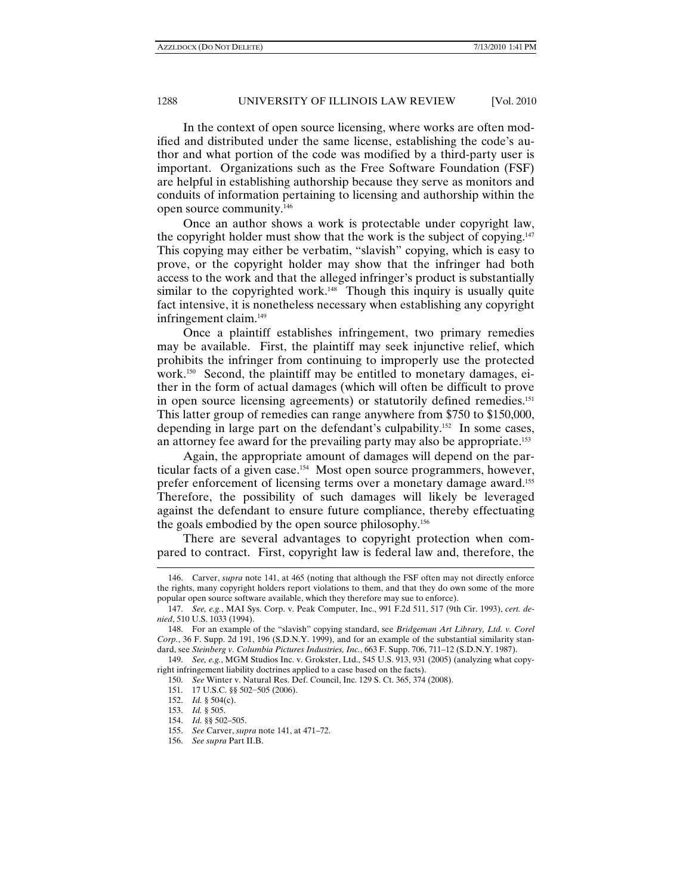In the context of open source licensing, where works are often modified and distributed under the same license, establishing the code's author and what portion of the code was modified by a third-party user is important. Organizations such as the Free Software Foundation (FSF) are helpful in establishing authorship because they serve as monitors and conduits of information pertaining to licensing and authorship within the open source community.[146]

Once an author shows a work is protectable under copyright law, the copyright holder must show that the work is the subject of copying.[147] This copying may either be verbatim, "slavish" copying, which is easy to prove, or the copyright holder may show that the infringer had both access to the work and that the alleged infringer's product is substantially similar to the copyrighted work.[148] Though this inquiry is usually quite fact intensive, it is nonetheless necessary when establishing any copyright infringement claim.[149]

Once a plaintiff establishes infringement, two primary remedies may be available. First, the plaintiff may seek injunctive relief, which prohibits the infringer from continuing to improperly use the protected work.[150] Second, the plaintiff may be entitled to monetary damages, either in the form of actual damages (which will often be difficult to prove in open source licensing agreements) or statutorily defined remedies.[151] This latter group of remedies can range anywhere from $750 to $150,000, depending in large part on the defendant's culpability.[152] In some cases, an attorney fee award for the prevailing party may also be appropriate.[153]

Again, the appropriate amount of damages will depend on the particular facts of a given case.[154] Most open source programmers, however, prefer enforcement of licensing terms over a monetary damage award.[155] Therefore, the possibility of such damages will likely be leveraged against the defendant to ensure future compliance, thereby effectuating the goals embodied by the open source philosophy.[156]

There are several advantages to copyright protection when compared to contract. First, copyright law is federal law and, therefore, the

---

146. Carver, *supra* note 141, at 465 (noting that although the FSF often may not directly enforce the rights, many copyright holders report violations to them, and that they do own some of the more popular open source software available, which they therefore may sue to enforce).

147. *See, e.g.*, MAI Sys. Corp. v. Peak Computer, Inc., 991 F.2d 511, 517 (9th Cir. 1993), *cert. denied*, 510 U.S. 1033 (1994).

148. For an example of the "slavish" copying standard, see *Bridgeman Art Library, Ltd. v. Corel Corp.*, 36 F. Supp. 2d 191, 196 (S.D.N.Y. 1999), and for an example of the substantial similarity standard, see *Steinberg v. Columbia Pictures Industries, Inc.*, 663 F. Supp. 706, 711–12 (S.D.N.Y. 1987).

149. *See, e.g.*, MGM Studios Inc. v. Grokster, Ltd., 545 U.S. 913, 931 (2005) (analyzing what copyright infringement liability doctrines applied to a case based on the facts).

150. *See* Winter v. Natural Res. Def. Council, Inc. 129 S. Ct. 365, 374 (2008).

151. 17 U.S.C. §§ 502–505 (2006).

152. *Id.* § 504(c).

153. *Id.* § 505.

154. *Id.* §§ 502–505.

155. *See* Carver, *supra* note 141, at 471–72.

156. *See supra* Part II.B.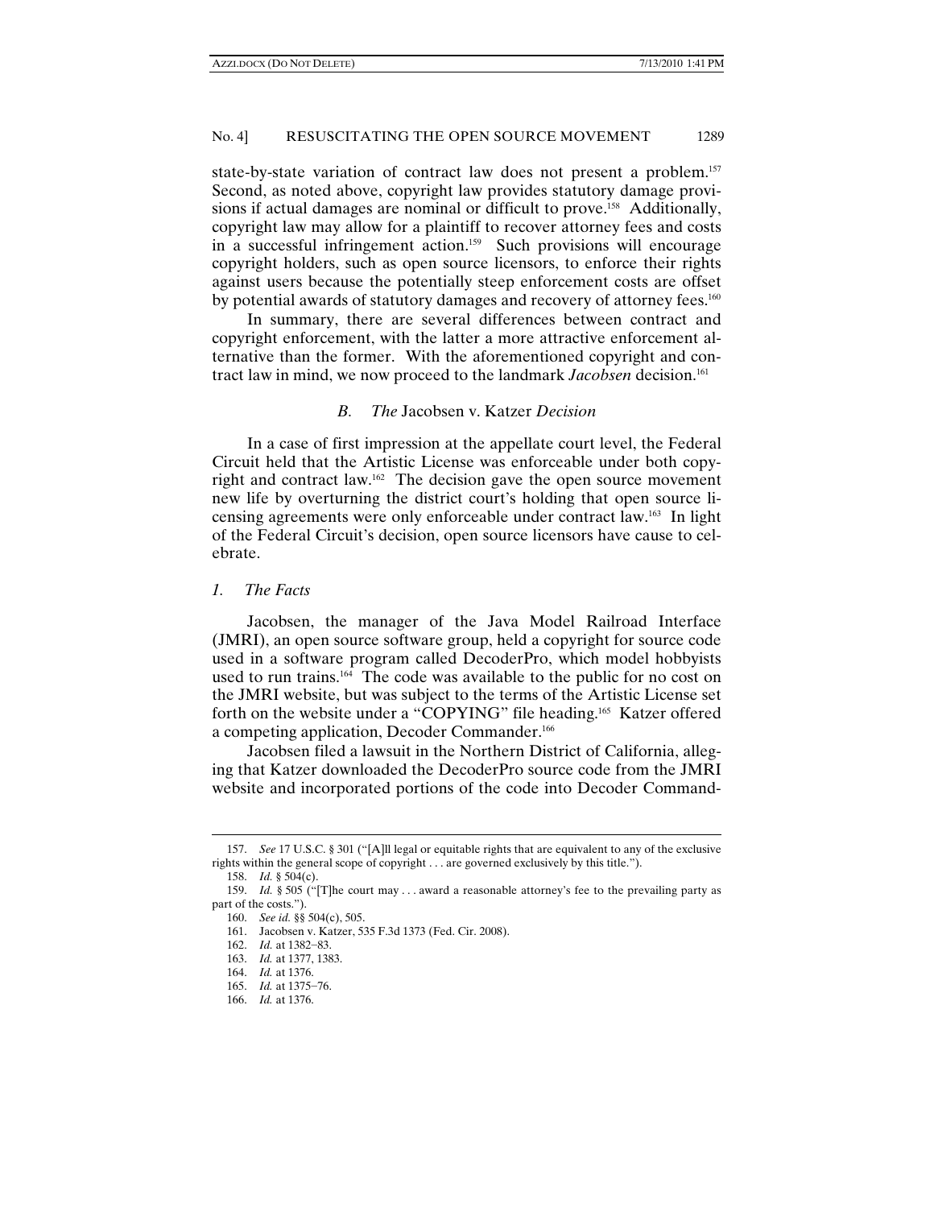state-by-state variation of contract law does not present a problem.[157] Second, as noted above, copyright law provides statutory damage provisions if actual damages are nominal or difficult to prove.[158] Additionally, copyright law may allow for a plaintiff to recover attorney fees and costs in a successful infringement action.[159] Such provisions will encourage copyright holders, such as open source licensors, to enforce their rights against users because the potentially steep enforcement costs are offset by potential awards of statutory damages and recovery of attorney fees.[160]

In summary, there are several differences between contract and copyright enforcement, with the latter a more attractive enforcement alternative than the former. With the aforementioned copyright and contract law in mind, we now proceed to the landmark *Jacobsen* decision.[161]

### *B. The* Jacobsen v. Katzer *Decision*

In a case of first impression at the appellate court level, the Federal Circuit held that the Artistic License was enforceable under both copyright and contract law.[162] The decision gave the open source movement new life by overturning the district court's holding that open source licensing agreements were only enforceable under contract law.[163] In light of the Federal Circuit's decision, open source licensors have cause to celebrate.

#### *1. The Facts*

Jacobsen, the manager of the Java Model Railroad Interface (JMRI), an open source software group, held a copyright for source code used in a software program called DecoderPro, which model hobbyists used to run trains.[164] The code was available to the public for no cost on the JMRI website, but was subject to the terms of the Artistic License set forth on the website under a "COPYING" file heading.[165] Katzer offered a competing application, Decoder Commander.[166]

Jacobsen filed a lawsuit in the Northern District of California, alleging that Katzer downloaded the DecoderPro source code from the JMRI website and incorporated portions of the code into Decoder Command-

---

157. *See* 17 U.S.C. § 301 ("[A]ll legal or equitable rights that are equivalent to any of the exclusive rights within the general scope of copyright . . . are governed exclusively by this title.").

158. *Id.* § 504(c).

159. *Id.* § 505 ("[T]he court may . . . award a reasonable attorney's fee to the prevailing party as part of the costs.").

160. *See id.* §§ 504(c), 505.

161. Jacobsen v. Katzer, 535 F.3d 1373 (Fed. Cir. 2008).

162. *Id.* at 1382–83.

163. *Id.* at 1377, 1383.

164. *Id.* at 1376.

165. *Id.* at 1375–76.

166. *Id.* at 1376.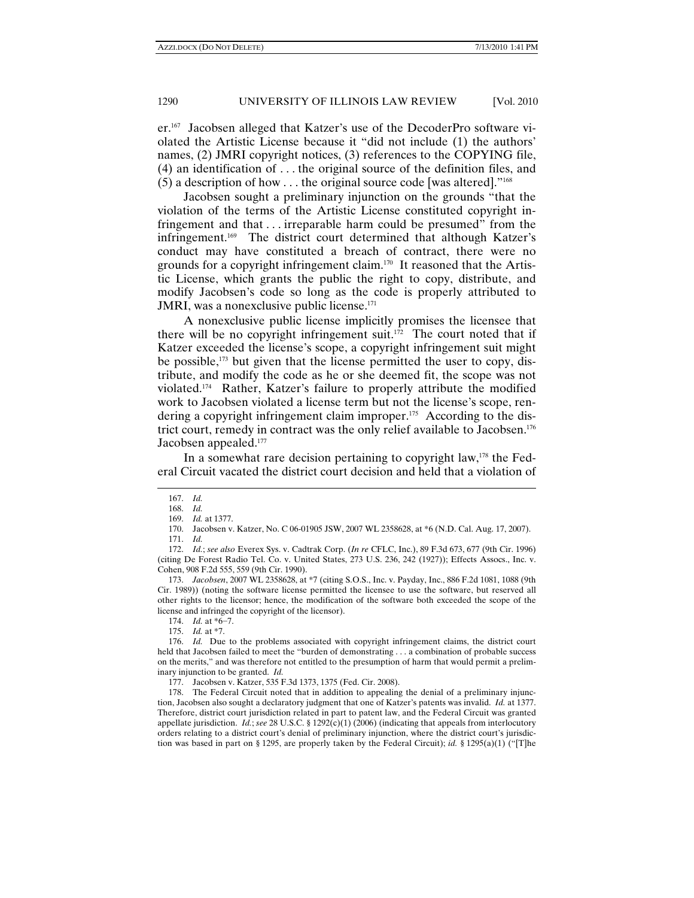er.[167] Jacobsen alleged that Katzer's use of the DecoderPro software violated the Artistic License because it "did not include (1) the authors' names, (2) JMRI copyright notices, (3) references to the COPYING file, (4) an identification of . . . the original source of the definition files, and (5) a description of how . . . the original source code [was altered]."[168]

Jacobsen sought a preliminary injunction on the grounds "that the violation of the terms of the Artistic License constituted copyright infringement and that . . . irreparable harm could be presumed" from the infringement.[169] The district court determined that although Katzer's conduct may have constituted a breach of contract, there were no grounds for a copyright infringement claim.[170] It reasoned that the Artistic License, which grants the public the right to copy, distribute, and modify Jacobsen's code so long as the code is properly attributed to JMRI, was a nonexclusive public license.[171]

A nonexclusive public license implicitly promises the licensee that there will be no copyright infringement suit.[172] The court noted that if Katzer exceeded the license's scope, a copyright infringement suit might be possible,[173] but given that the license permitted the user to copy, distribute, and modify the code as he or she deemed fit, the scope was not violated.[174] Rather, Katzer's failure to properly attribute the modified work to Jacobsen violated a license term but not the license's scope, rendering a copyright infringement claim improper.[175] According to the district court, remedy in contract was the only relief available to Jacobsen.[176] Jacobsen appealed.[177]

In a somewhat rare decision pertaining to copyright law,[178] the Federal Circuit vacated the district court decision and held that a violation of

---

167. *Id.*

168. *Id.*

169. *Id.* at 1377.

170. Jacobsen v. Katzer, No. C 06-01905 JSW, 2007 WL 2358628, at *6 (N.D. Cal. Aug. 17, 2007).

171. *Id.*

172. *Id.*; *see also* Everex Sys. v. Cadtrak Corp. (*In re* CFLC, Inc.), 89 F.3d 673, 677 (9th Cir. 1996) (citing De Forest Radio Tel. Co. v. United States, 273 U.S. 236, 242 (1927)); Effects Assocs., Inc. v. Cohen, 908 F.2d 555, 559 (9th Cir. 1990).

173. *Jacobsen*, 2007 WL 2358628, at *7 (citing S.O.S., Inc. v. Payday, Inc., 886 F.2d 1081, 1088 (9th Cir. 1989)) (noting the software license permitted the licensee to use the software, but reserved all other rights to the licensor; hence, the modification of the software both exceeded the scope of the license and infringed the copyright of the licensor).

174. *Id.* at *6–7.

175. *Id.* at *7.

176. *Id.* Due to the problems associated with copyright infringement claims, the district court held that Jacobsen failed to meet the "burden of demonstrating . . . a combination of probable success on the merits," and was therefore not entitled to the presumption of harm that would permit a preliminary injunction to be granted. *Id.*

177. Jacobsen v. Katzer, 535 F.3d 1373, 1375 (Fed. Cir. 2008).

178. The Federal Circuit noted that in addition to appealing the denial of a preliminary injunction, Jacobsen also sought a declaratory judgment that one of Katzer's patents was invalid. *Id.* at 1377. Therefore, district court jurisdiction related in part to patent law, and the Federal Circuit was granted appellate jurisdiction. *Id.*; *see* 28 U.S.C. § 1292(c)(1) (2006) (indicating that appeals from interlocutory orders relating to a district court's denial of preliminary injunction, where the district court's jurisdiction was based in part on § 1295, are properly taken by the Federal Circuit); *id.* § 1295(a)(1) ("[T]he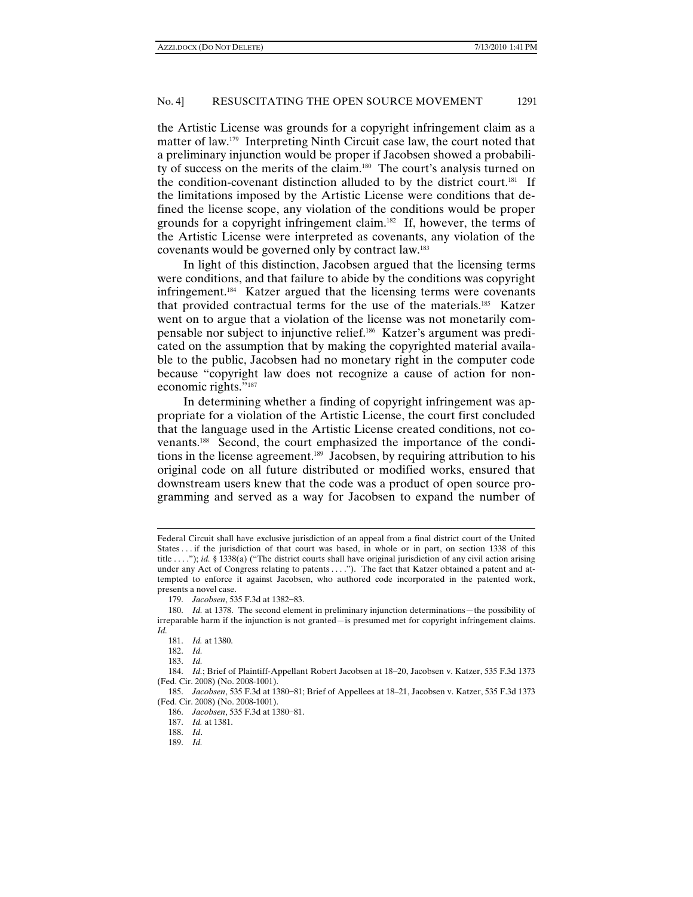the Artistic License was grounds for a copyright infringement claim as a matter of law.[179] Interpreting Ninth Circuit case law, the court noted that a preliminary injunction would be proper if Jacobsen showed a probability of success on the merits of the claim.[180] The court's analysis turned on the condition-covenant distinction alluded to by the district court.[181] If the limitations imposed by the Artistic License were conditions that defined the license scope, any violation of the conditions would be proper grounds for a copyright infringement claim.[182] If, however, the terms of the Artistic License were interpreted as covenants, any violation of the covenants would be governed only by contract law.[183]

In light of this distinction, Jacobsen argued that the licensing terms were conditions, and that failure to abide by the conditions was copyright infringement.[184] Katzer argued that the licensing terms were covenants that provided contractual terms for the use of the materials.[185] Katzer went on to argue that a violation of the license was not monetarily compensable nor subject to injunctive relief.[186] Katzer's argument was predicated on the assumption that by making the copyrighted material available to the public, Jacobsen had no monetary right in the computer code because "copyright law does not recognize a cause of action for non-economic rights."[187]

In determining whether a finding of copyright infringement was appropriate for a violation of the Artistic License, the court first concluded that the language used in the Artistic License created conditions, not covenants.[188] Second, the court emphasized the importance of the conditions in the license agreement.[189] Jacobsen, by requiring attribution to his original code on all future distributed or modified works, ensured that downstream users knew that the code was a product of open source programming and served as a way for Jacobsen to expand the number of

---

Federal Circuit shall have exclusive jurisdiction of an appeal from a final district court of the United States . . . if the jurisdiction of that court was based, in whole or in part, on section 1338 of this title . . . ."); *id.* § 1338(a) ("The district courts shall have original jurisdiction of any civil action arising under any Act of Congress relating to patents . . . ."). The fact that Katzer obtained a patent and attempted to enforce it against Jacobsen, who authored code incorporated in the patented work, presents a novel case.

179. *Jacobsen*, 535 F.3d at 1382–83.

180. *Id.* at 1378. The second element in preliminary injunction determinations—the possibility of irreparable harm if the injunction is not granted—is presumed met for copyright infringement claims. *Id.*

181. *Id.* at 1380.

182. *Id.*

183. *Id.*

184. *Id.*; Brief of Plaintiff-Appellant Robert Jacobsen at 18–20, Jacobsen v. Katzer, 535 F.3d 1373 (Fed. Cir. 2008) (No. 2008-1001).

185. *Jacobsen*, 535 F.3d at 1380–81; Brief of Appellees at 18–21, Jacobsen v. Katzer, 535 F.3d 1373 (Fed. Cir. 2008) (No. 2008-1001).

186. *Jacobsen*, 535 F.3d at 1380–81.

187. *Id.* at 1381.

188. *Id*.

189. *Id.*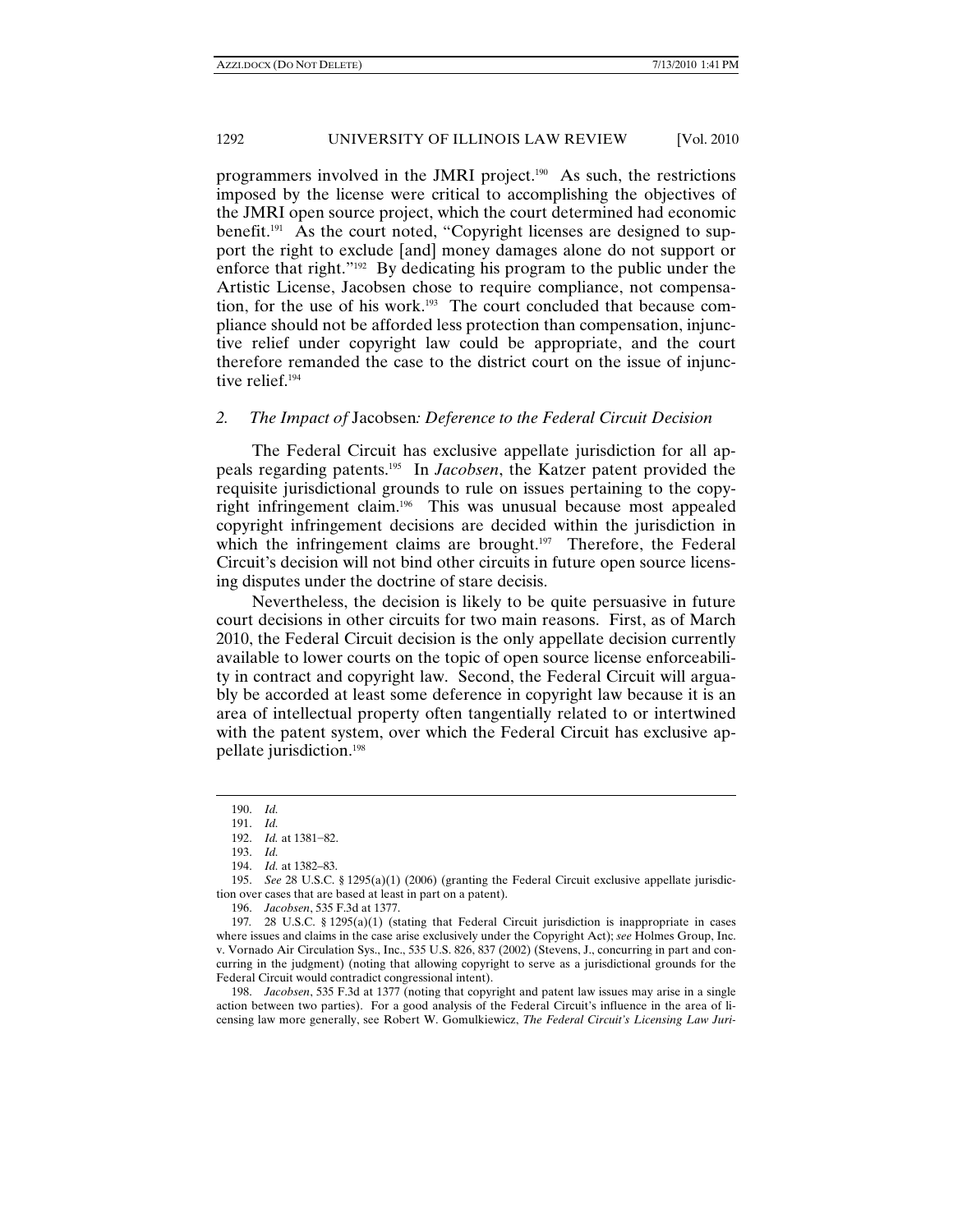programmers involved in the JMRI project.[190] As such, the restrictions imposed by the license were critical to accomplishing the objectives of the JMRI open source project, which the court determined had economic benefit.[191] As the court noted, "Copyright licenses are designed to support the right to exclude [and] money damages alone do not support or enforce that right."[192] By dedicating his program to the public under the Artistic License, Jacobsen chose to require compliance, not compensation, for the use of his work.[193] The court concluded that because compliance should not be afforded less protection than compensation, injunctive relief under copyright law could be appropriate, and the court therefore remanded the case to the district court on the issue of injunctive relief.[194]

### *2. The Impact of* Jacobsen*: Deference to the Federal Circuit Decision*

The Federal Circuit has exclusive appellate jurisdiction for all appeals regarding patents.[195] In *Jacobsen*, the Katzer patent provided the requisite jurisdictional grounds to rule on issues pertaining to the copyright infringement claim.[196] This was unusual because most appealed copyright infringement decisions are decided within the jurisdiction in which the infringement claims are brought.[197] Therefore, the Federal Circuit's decision will not bind other circuits in future open source licensing disputes under the doctrine of stare decisis.

Nevertheless, the decision is likely to be quite persuasive in future court decisions in other circuits for two main reasons. First, as of March 2010, the Federal Circuit decision is the only appellate decision currently available to lower courts on the topic of open source license enforceability in contract and copyright law. Second, the Federal Circuit will arguably be accorded at least some deference in copyright law because it is an area of intellectual property often tangentially related to or intertwined with the patent system, over which the Federal Circuit has exclusive appellate jurisdiction.[198]

---

190. *Id.*

191. *Id.*

192. *Id.* at 1381–82.

193. *Id.*

194. *Id.* at 1382–83.

195. *See* 28 U.S.C. § 1295(a)(1) (2006) (granting the Federal Circuit exclusive appellate jurisdiction over cases that are based at least in part on a patent).

196. *Jacobsen*, 535 F.3d at 1377.

197. 28 U.S.C. § 1295(a)(1) (stating that Federal Circuit jurisdiction is inappropriate in cases where issues and claims in the case arise exclusively under the Copyright Act); *see* Holmes Group, Inc. v. Vornado Air Circulation Sys., Inc., 535 U.S. 826, 837 (2002) (Stevens, J., concurring in part and concurring in the judgment) (noting that allowing copyright to serve as a jurisdictional grounds for the Federal Circuit would contradict congressional intent).

198. *Jacobsen*, 535 F.3d at 1377 (noting that copyright and patent law issues may arise in a single action between two parties). For a good analysis of the Federal Circuit's influence in the area of licensing law more generally, see Robert W. Gomulkiewicz, *The Federal Circuit's Licensing Law Juri-*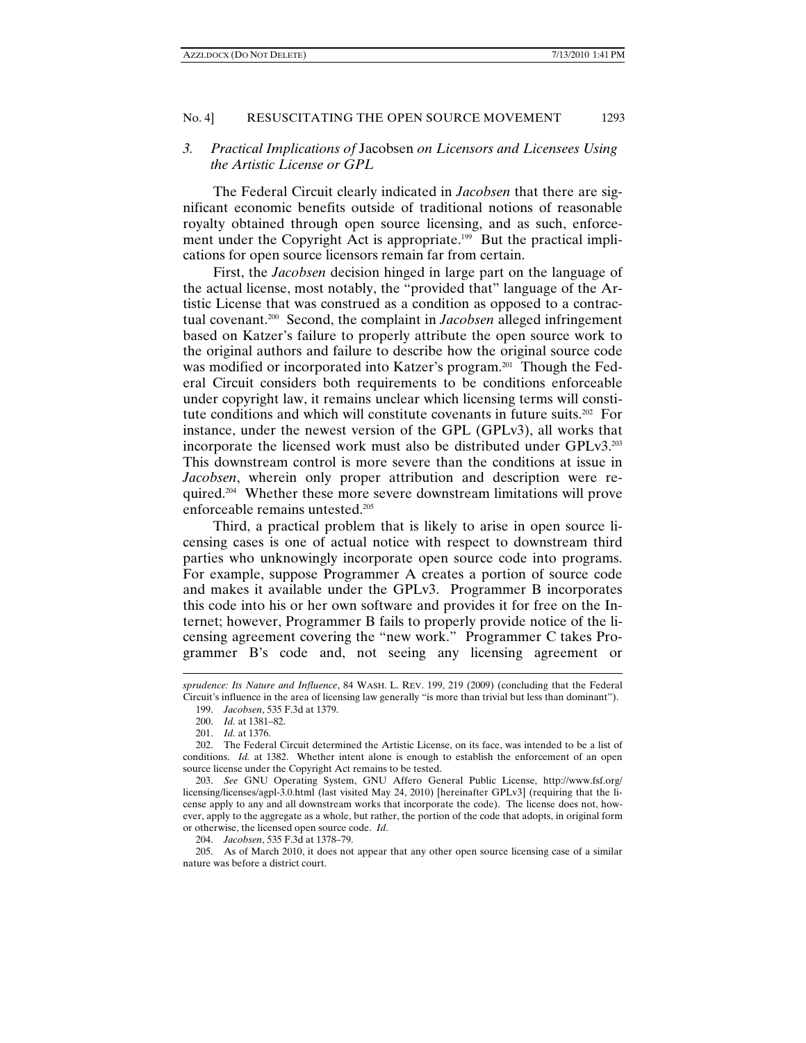### 3. *Practical Implications of* Jacobsen *on Licensors and Licensees Using the Artistic License or GPL*

The Federal Circuit clearly indicated in *Jacobsen* that there are significant economic benefits outside of traditional notions of reasonable royalty obtained through open source licensing, and as such, enforcement under the Copyright Act is appropriate.[199] But the practical implications for open source licensors remain far from certain.

First, the *Jacobsen* decision hinged in large part on the language of the actual license, most notably, the "provided that" language of the Artistic License that was construed as a condition as opposed to a contractual covenant.[200] Second, the complaint in *Jacobsen* alleged infringement based on Katzer's failure to properly attribute the open source work to the original authors and failure to describe how the original source code was modified or incorporated into Katzer's program.[201] Though the Federal Circuit considers both requirements to be conditions enforceable under copyright law, it remains unclear which licensing terms will constitute conditions and which will constitute covenants in future suits.[202] For instance, under the newest version of the GPL (GPLv3), all works that incorporate the licensed work must also be distributed under GPLv3.[203] This downstream control is more severe than the conditions at issue in *Jacobsen*, wherein only proper attribution and description were required.[204] Whether these more severe downstream limitations will prove enforceable remains untested.[205]

Third, a practical problem that is likely to arise in open source licensing cases is one of actual notice with respect to downstream third parties who unknowingly incorporate open source code into programs. For example, suppose Programmer A creates a portion of source code and makes it available under the GPLv3. Programmer B incorporates this code into his or her own software and provides it for free on the Internet; however, Programmer B fails to properly provide notice of the licensing agreement covering the "new work." Programmer C takes Programmer B's code and, not seeing any licensing agreement or

---

*sprudence: Its Nature and Influence*, 84 WASH. L. REV. 199, 219 (2009) (concluding that the Federal Circuit's influence in the area of licensing law generally "is more than trivial but less than dominant").

199. *Jacobsen*, 535 F.3d at 1379.

200. *Id.* at 1381–82.

201. *Id.* at 1376.

202. The Federal Circuit determined the Artistic License, on its face, was intended to be a list of conditions. *Id.* at 1382. Whether intent alone is enough to establish the enforcement of an open source license under the Copyright Act remains to be tested.

203. *See* GNU Operating System, GNU Affero General Public License, http://www.fsf.org/licensing/licenses/agpl-3.0.html (last visited May 24, 2010) [hereinafter GPLv3] (requiring that the license apply to any and all downstream works that incorporate the code). The license does not, however, apply to the aggregate as a whole, but rather, the portion of the code that adopts, in original form or otherwise, the licensed open source code. *Id*.

204. *Jacobsen*, 535 F.3d at 1378–79.

205. As of March 2010, it does not appear that any other open source licensing case of a similar nature was before a district court.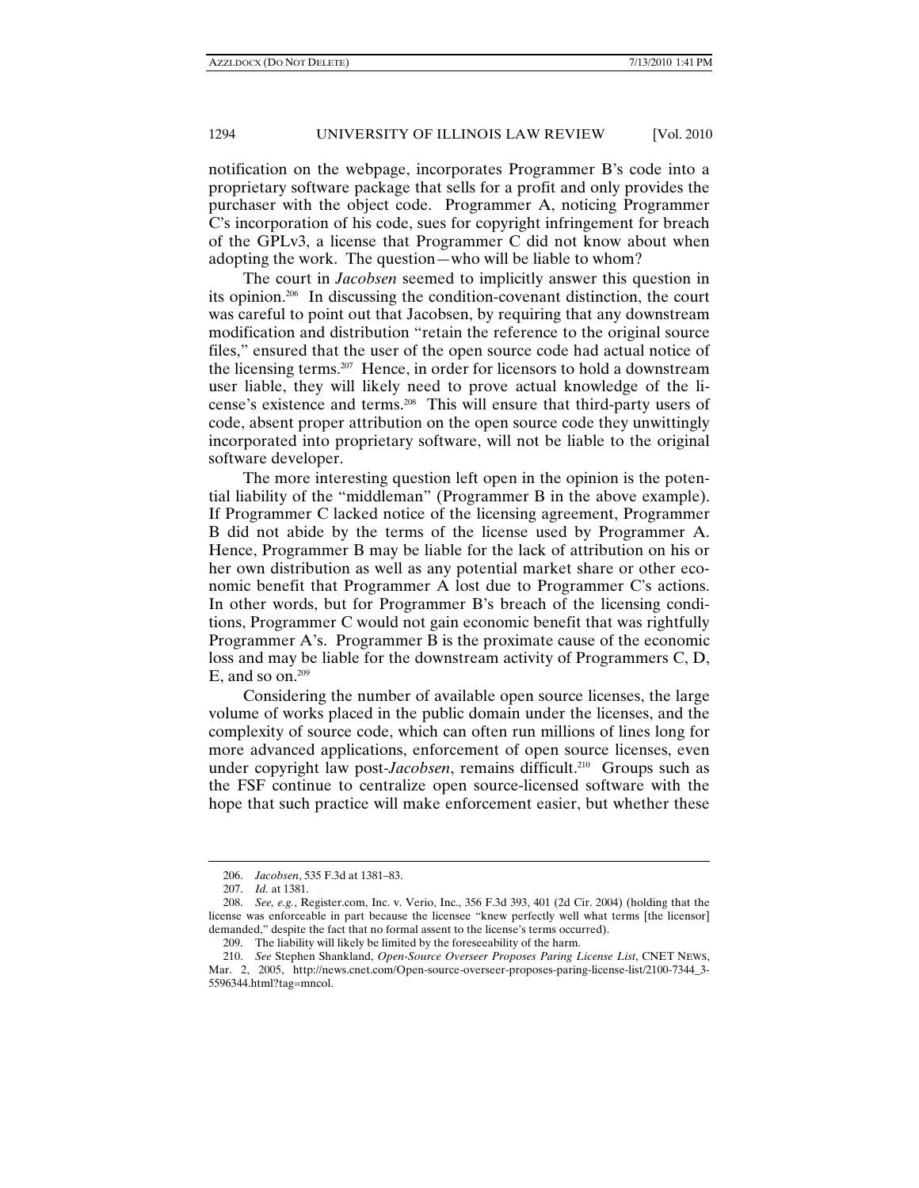notification on the webpage, incorporates Programmer B's code into a proprietary software package that sells for a profit and only provides the purchaser with the object code. Programmer A, noticing Programmer C's incorporation of his code, sues for copyright infringement for breach of the GPLv3, a license that Programmer C did not know about when adopting the work. The question—who will be liable to whom?

The court in *Jacobsen* seemed to implicitly answer this question in its opinion.[206] In discussing the condition-covenant distinction, the court was careful to point out that Jacobsen, by requiring that any downstream modification and distribution "retain the reference to the original source files," ensured that the user of the open source code had actual notice of the licensing terms.[207] Hence, in order for licensors to hold a downstream user liable, they will likely need to prove actual knowledge of the license's existence and terms.[208] This will ensure that third-party users of code, absent proper attribution on the open source code they unwittingly incorporated into proprietary software, will not be liable to the original software developer.

The more interesting question left open in the opinion is the potential liability of the "middleman" (Programmer B in the above example). If Programmer C lacked notice of the licensing agreement, Programmer B did not abide by the terms of the license used by Programmer A. Hence, Programmer B may be liable for the lack of attribution on his or her own distribution as well as any potential market share or other economic benefit that Programmer A lost due to Programmer C's actions. In other words, but for Programmer B's breach of the licensing conditions, Programmer C would not gain economic benefit that was rightfully Programmer A's. Programmer B is the proximate cause of the economic loss and may be liable for the downstream activity of Programmers C, D, E, and so on.[209]

Considering the number of available open source licenses, the large volume of works placed in the public domain under the licenses, and the complexity of source code, which can often run millions of lines long for more advanced applications, enforcement of open source licenses, even under copyright law post-*Jacobsen*, remains difficult.[210] Groups such as the FSF continue to centralize open source-licensed software with the hope that such practice will make enforcement easier, but whether these

---

206. *Jacobsen*, 535 F.3d at 1381–83.

207. *Id.* at 1381.

208. *See, e.g.*, Register.com, Inc. v. Verio, Inc., 356 F.3d 393, 401 (2d Cir. 2004) (holding that the license was enforceable in part because the licensee "knew perfectly well what terms [the licensor] demanded," despite the fact that no formal assent to the license's terms occurred).

209. The liability will likely be limited by the foreseeability of the harm.

210. *See* Stephen Shankland, *Open-Source Overseer Proposes Paring License List*, CNET NEWS, Mar. 2, 2005, http://news.cnet.com/Open-source-overseer-proposes-paring-license-list/2100-7344_3-5596344.html?tag=mncol.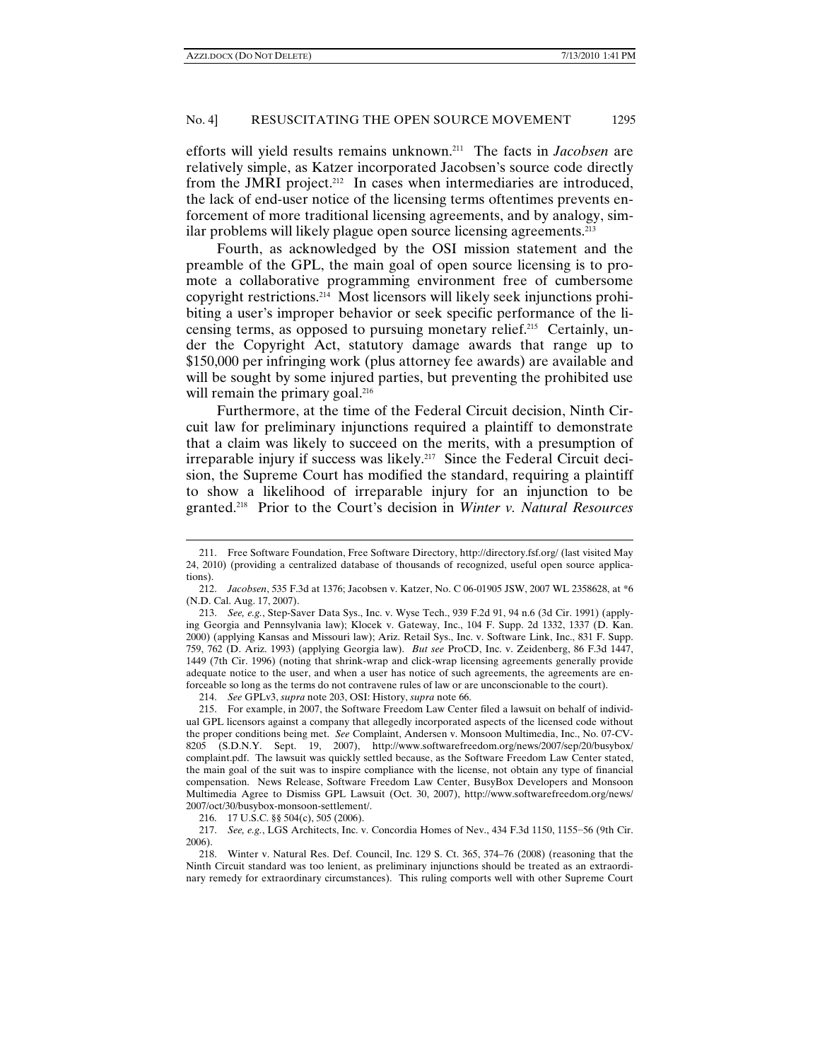efforts will yield results remains unknown.[211] The facts in *Jacobsen* are relatively simple, as Katzer incorporated Jacobsen's source code directly from the JMRI project.[212] In cases when intermediaries are introduced, the lack of end-user notice of the licensing terms oftentimes prevents enforcement of more traditional licensing agreements, and by analogy, similar problems will likely plague open source licensing agreements.[213]

Fourth, as acknowledged by the OSI mission statement and the preamble of the GPL, the main goal of open source licensing is to promote a collaborative programming environment free of cumbersome copyright restrictions.[214] Most licensors will likely seek injunctions prohibiting a user's improper behavior or seek specific performance of the licensing terms, as opposed to pursuing monetary relief.[215] Certainly, under the Copyright Act, statutory damage awards that range up to $150,000 per infringing work (plus attorney fee awards) are available and will be sought by some injured parties, but preventing the prohibited use will remain the primary goal.[216]

Furthermore, at the time of the Federal Circuit decision, Ninth Circuit law for preliminary injunctions required a plaintiff to demonstrate that a claim was likely to succeed on the merits, with a presumption of irreparable injury if success was likely.[217] Since the Federal Circuit decision, the Supreme Court has modified the standard, requiring a plaintiff to show a likelihood of irreparable injury for an injunction to be granted.[218] Prior to the Court's decision in *Winter v. Natural Resources*

---

211. Free Software Foundation, Free Software Directory, http://directory.fsf.org/ (last visited May 24, 2010) (providing a centralized database of thousands of recognized, useful open source applications).

212. *Jacobsen*, 535 F.3d at 1376; Jacobsen v. Katzer, No. C 06-01905 JSW, 2007 WL 2358628, at *6 (N.D. Cal. Aug. 17, 2007).

213. *See, e.g.*, Step-Saver Data Sys., Inc. v. Wyse Tech., 939 F.2d 91, 94 n.6 (3d Cir. 1991) (applying Georgia and Pennsylvania law); Klocek v. Gateway, Inc., 104 F. Supp. 2d 1332, 1337 (D. Kan. 2000) (applying Kansas and Missouri law); Ariz. Retail Sys., Inc. v. Software Link, Inc., 831 F. Supp. 759, 762 (D. Ariz. 1993) (applying Georgia law). *But see* ProCD, Inc. v. Zeidenberg, 86 F.3d 1447, 1449 (7th Cir. 1996) (noting that shrink-wrap and click-wrap licensing agreements generally provide adequate notice to the user, and when a user has notice of such agreements, the agreements are enforceable so long as the terms do not contravene rules of law or are unconscionable to the court).

214. *See* GPLv3, *supra* note 203, OSI: History, *supra* note 66.

215. For example, in 2007, the Software Freedom Law Center filed a lawsuit on behalf of individual GPL licensors against a company that allegedly incorporated aspects of the licensed code without the proper conditions being met. *See* Complaint, Andersen v. Monsoon Multimedia, Inc., No. 07-CV-8205 (S.D.N.Y. Sept. 19, 2007), http://www.softwarefreedom.org/news/2007/sep/20/busybox/complaint.pdf. The lawsuit was quickly settled because, as the Software Freedom Law Center stated, the main goal of the suit was to inspire compliance with the license, not obtain any type of financial compensation. News Release, Software Freedom Law Center, BusyBox Developers and Monsoon Multimedia Agree to Dismiss GPL Lawsuit (Oct. 30, 2007), http://www.softwarefreedom.org/news/2007/oct/30/busybox-monsoon-settlement/.

216. 17 U.S.C. §§ 504(c), 505 (2006).

217. *See, e.g.*, LGS Architects, Inc. v. Concordia Homes of Nev., 434 F.3d 1150, 1155–56 (9th Cir. 2006).

218. Winter v. Natural Res. Def. Council, Inc. 129 S. Ct. 365, 374–76 (2008) (reasoning that the Ninth Circuit standard was too lenient, as preliminary injunctions should be treated as an extraordinary remedy for extraordinary circumstances). This ruling comports well with other Supreme Court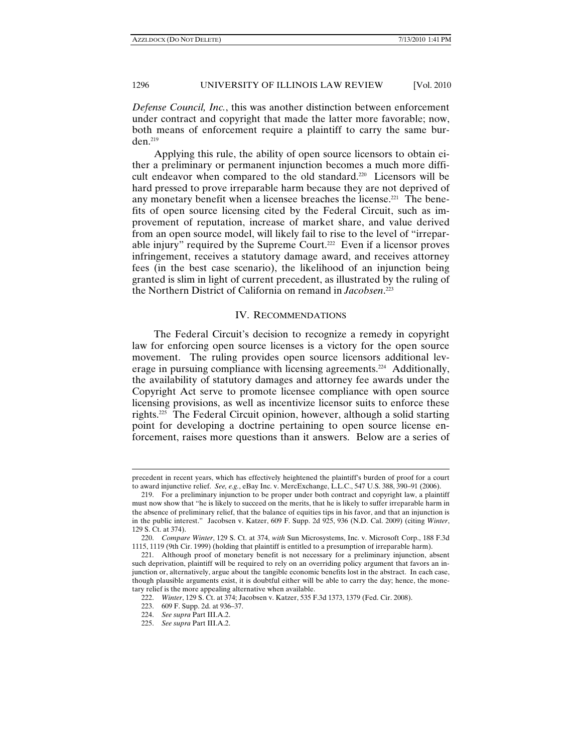*Defense Council, Inc.*, this was another distinction between enforcement under contract and copyright that made the latter more favorable; now, both means of enforcement require a plaintiff to carry the same burden.[219]

Applying this rule, the ability of open source licensors to obtain either a preliminary or permanent injunction becomes a much more difficult endeavor when compared to the old standard.[220] Licensors will be hard pressed to prove irreparable harm because they are not deprived of any monetary benefit when a licensee breaches the license.[221] The benefits of open source licensing cited by the Federal Circuit, such as improvement of reputation, increase of market share, and value derived from an open source model, will likely fail to rise to the level of "irreparable injury" required by the Supreme Court.[222] Even if a licensor proves infringement, receives a statutory damage award, and receives attorney fees (in the best case scenario), the likelihood of an injunction being granted is slim in light of current precedent, as illustrated by the ruling of the Northern District of California on remand in *Jacobsen*.[223]

## IV. Recommendations

The Federal Circuit's decision to recognize a remedy in copyright law for enforcing open source licenses is a victory for the open source movement. The ruling provides open source licensors additional leverage in pursuing compliance with licensing agreements.[224] Additionally, the availability of statutory damages and attorney fee awards under the Copyright Act serve to promote licensee compliance with open source licensing provisions, as well as incentivize licensor suits to enforce these rights.[225] The Federal Circuit opinion, however, although a solid starting point for developing a doctrine pertaining to open source license enforcement, raises more questions than it answers. Below are a series of

---

precedent in recent years, which has effectively heightened the plaintiff's burden of proof for a court to award injunctive relief. *See, e.g.*, eBay Inc. v. MercExchange, L.L.C., 547 U.S. 388, 390–91 (2006).

219. For a preliminary injunction to be proper under both contract and copyright law, a plaintiff must now show that "he is likely to succeed on the merits, that he is likely to suffer irreparable harm in the absence of preliminary relief, that the balance of equities tips in his favor, and that an injunction is in the public interest." Jacobsen v. Katzer, 609 F. Supp. 2d 925, 936 (N.D. Cal. 2009) (citing *Winter*, 129 S. Ct. at 374).

220. *Compare Winter*, 129 S. Ct. at 374, *with* Sun Microsystems, Inc. v. Microsoft Corp., 188 F.3d 1115, 1119 (9th Cir. 1999) (holding that plaintiff is entitled to a presumption of irreparable harm).

221. Although proof of monetary benefit is not necessary for a preliminary injunction, absent such deprivation, plaintiff will be required to rely on an overriding policy argument that favors an injunction or, alternatively, argue about the tangible economic benefits lost in the abstract. In each case, though plausible arguments exist, it is doubtful either will be able to carry the day; hence, the monetary relief is the more appealing alternative when available.

222. *Winter*, 129 S. Ct. at 374; Jacobsen v. Katzer, 535 F.3d 1373, 1379 (Fed. Cir. 2008).

223. 609 F. Supp. 2d. at 936–37.

224. *See supra* Part III.A.2.

225. *See supra* Part III.A.2.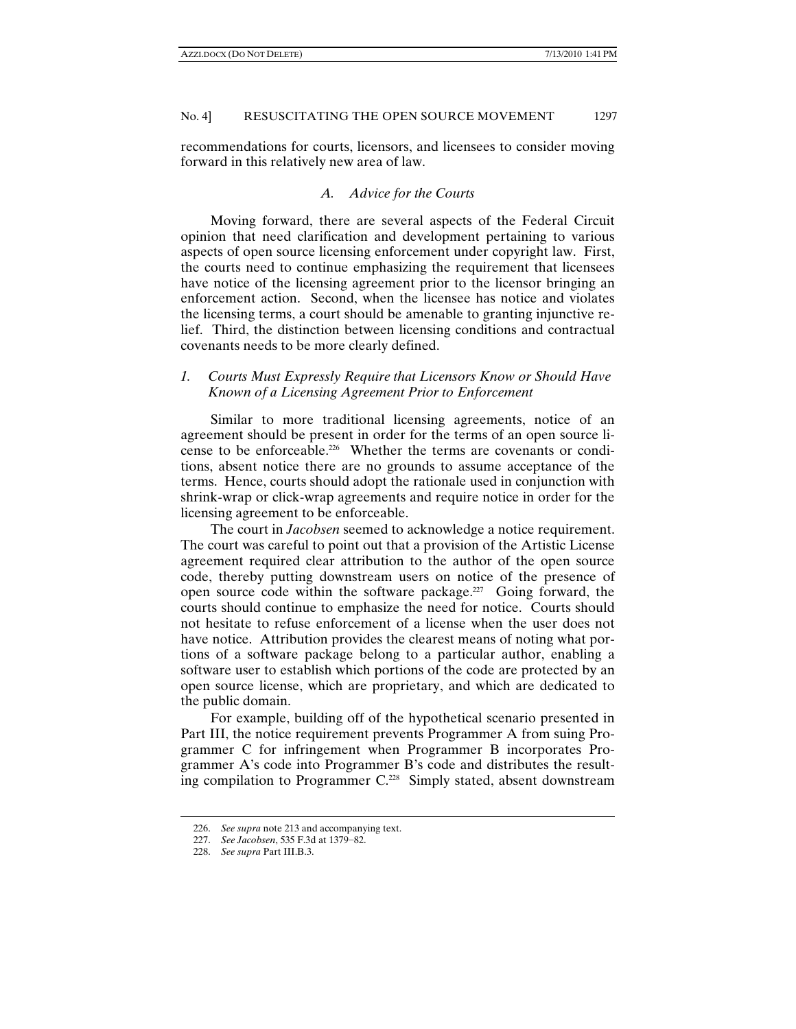recommendations for courts, licensors, and licensees to consider moving forward in this relatively new area of law.

### *A. Advice for the Courts*

Moving forward, there are several aspects of the Federal Circuit opinion that need clarification and development pertaining to various aspects of open source licensing enforcement under copyright law. First, the courts need to continue emphasizing the requirement that licensees have notice of the licensing agreement prior to the licensor bringing an enforcement action. Second, when the licensee has notice and violates the licensing terms, a court should be amenable to granting injunctive relief. Third, the distinction between licensing conditions and contractual covenants needs to be more clearly defined.

#### *1. Courts Must Expressly Require that Licensors Know or Should Have Known of a Licensing Agreement Prior to Enforcement*

Similar to more traditional licensing agreements, notice of an agreement should be present in order for the terms of an open source license to be enforceable.[226] Whether the terms are covenants or conditions, absent notice there are no grounds to assume acceptance of the terms. Hence, courts should adopt the rationale used in conjunction with shrink-wrap or click-wrap agreements and require notice in order for the licensing agreement to be enforceable.

The court in *Jacobsen* seemed to acknowledge a notice requirement. The court was careful to point out that a provision of the Artistic License agreement required clear attribution to the author of the open source code, thereby putting downstream users on notice of the presence of open source code within the software package.[227] Going forward, the courts should continue to emphasize the need for notice. Courts should not hesitate to refuse enforcement of a license when the user does not have notice. Attribution provides the clearest means of noting what portions of a software package belong to a particular author, enabling a software user to establish which portions of the code are protected by an open source license, which are proprietary, and which are dedicated to the public domain.

For example, building off of the hypothetical scenario presented in Part III, the notice requirement prevents Programmer A from suing Programmer C for infringement when Programmer B incorporates Programmer A's code into Programmer B's code and distributes the resulting compilation to Programmer C.[228] Simply stated, absent downstream

---

226. *See supra* note 213 and accompanying text.

227. *See Jacobsen*, 535 F.3d at 1379–82.

228. *See supra* Part III.B.3.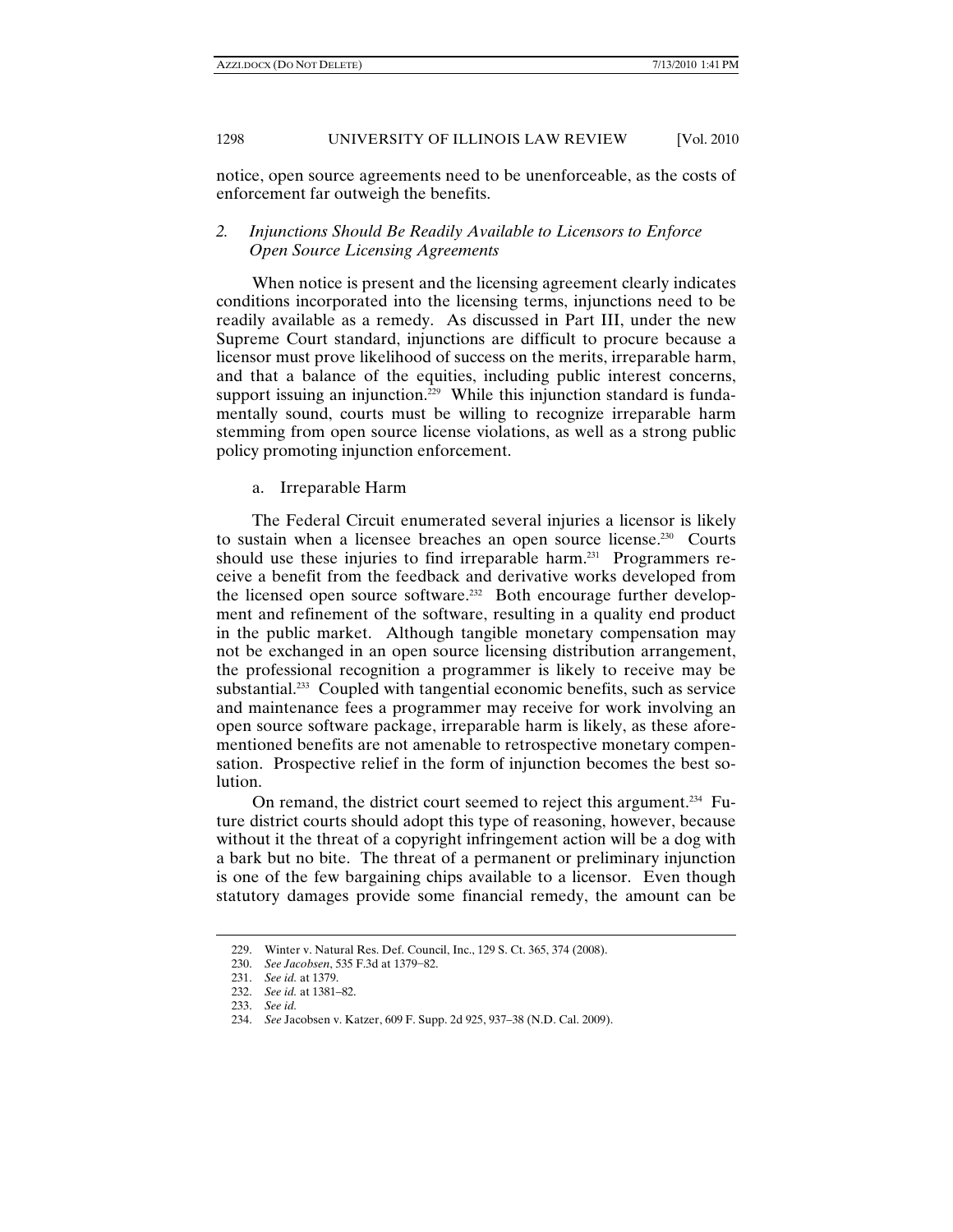notice, open source agreements need to be unenforceable, as the costs of enforcement far outweigh the benefits.

### *2. Injunctions Should Be Readily Available to Licensors to Enforce Open Source Licensing Agreements*

When notice is present and the licensing agreement clearly indicates conditions incorporated into the licensing terms, injunctions need to be readily available as a remedy. As discussed in Part III, under the new Supreme Court standard, injunctions are difficult to procure because a licensor must prove likelihood of success on the merits, irreparable harm, and that a balance of the equities, including public interest concerns, support issuing an injunction.[229] While this injunction standard is fundamentally sound, courts must be willing to recognize irreparable harm stemming from open source license violations, as well as a strong public policy promoting injunction enforcement.

#### a. Irreparable Harm

The Federal Circuit enumerated several injuries a licensor is likely to sustain when a licensee breaches an open source license.[230] Courts should use these injuries to find irreparable harm.[231] Programmers receive a benefit from the feedback and derivative works developed from the licensed open source software.[232] Both encourage further development and refinement of the software, resulting in a quality end product in the public market. Although tangible monetary compensation may not be exchanged in an open source licensing distribution arrangement, the professional recognition a programmer is likely to receive may be substantial.[233] Coupled with tangential economic benefits, such as service and maintenance fees a programmer may receive for work involving an open source software package, irreparable harm is likely, as these aforementioned benefits are not amenable to retrospective monetary compensation. Prospective relief in the form of injunction becomes the best solution.

On remand, the district court seemed to reject this argument.[234] Future district courts should adopt this type of reasoning, however, because without it the threat of a copyright infringement action will be a dog with a bark but no bite. The threat of a permanent or preliminary injunction is one of the few bargaining chips available to a licensor. Even though statutory damages provide some financial remedy, the amount can be

---

229. Winter v. Natural Res. Def. Council, Inc., 129 S. Ct. 365, 374 (2008).

230. *See Jacobsen*, 535 F.3d at 1379–82.

231. *See id.* at 1379.

232. *See id.* at 1381–82.

233. *See id.*

234. *See* Jacobsen v. Katzer, 609 F. Supp. 2d 925, 937–38 (N.D. Cal. 2009).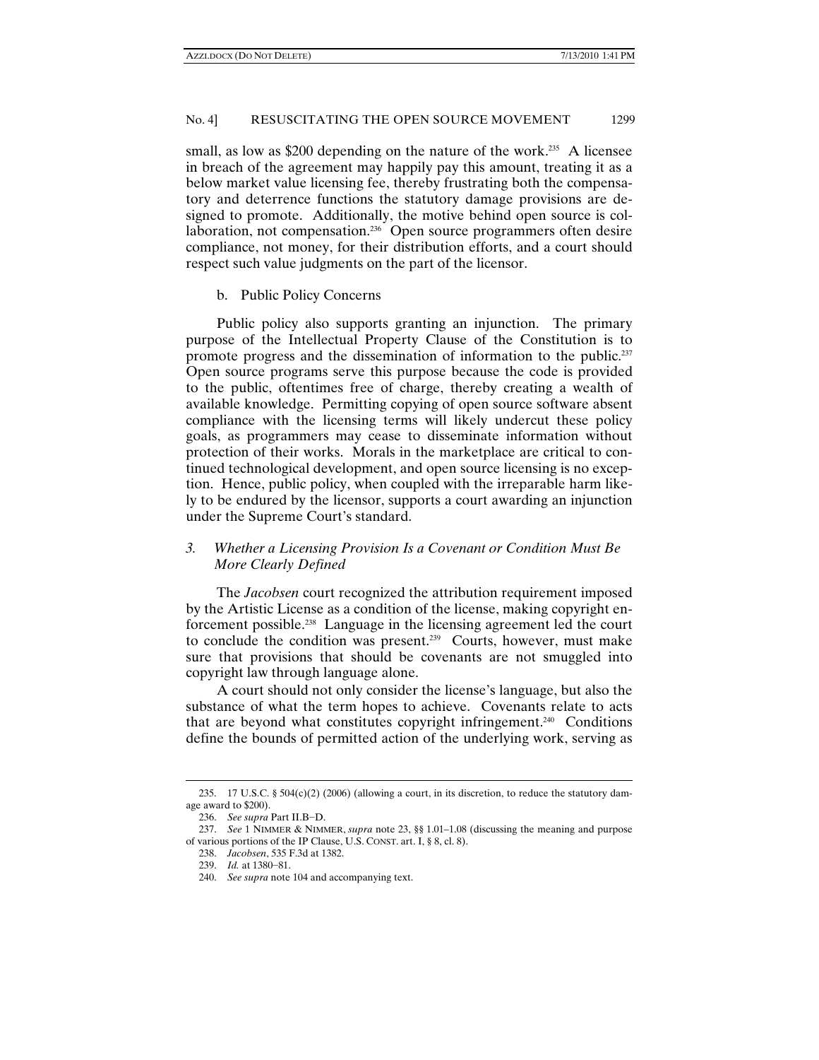small, as low as $200 depending on the nature of the work.[235] A licensee in breach of the agreement may happily pay this amount, treating it as a below market value licensing fee, thereby frustrating both the compensatory and deterrence functions the statutory damage provisions are designed to promote. Additionally, the motive behind open source is collaboration, not compensation.[236] Open source programmers often desire compliance, not money, for their distribution efforts, and a court should respect such value judgments on the part of the licensor.

b. Public Policy Concerns

Public policy also supports granting an injunction. The primary purpose of the Intellectual Property Clause of the Constitution is to promote progress and the dissemination of information to the public.[237] Open source programs serve this purpose because the code is provided to the public, oftentimes free of charge, thereby creating a wealth of available knowledge. Permitting copying of open source software absent compliance with the licensing terms will likely undercut these policy goals, as programmers may cease to disseminate information without protection of their works. Morals in the marketplace are critical to continued technological development, and open source licensing is no exception. Hence, public policy, when coupled with the irreparable harm likely to be endured by the licensor, supports a court awarding an injunction under the Supreme Court's standard.

### *3. Whether a Licensing Provision Is a Covenant or Condition Must Be More Clearly Defined*

The *Jacobsen* court recognized the attribution requirement imposed by the Artistic License as a condition of the license, making copyright enforcement possible.[238] Language in the licensing agreement led the court to conclude the condition was present.[239] Courts, however, must make sure that provisions that should be covenants are not smuggled into copyright law through language alone.

A court should not only consider the license's language, but also the substance of what the term hopes to achieve. Covenants relate to acts that are beyond what constitutes copyright infringement.[240] Conditions define the bounds of permitted action of the underlying work, serving as

---

235. 17 U.S.C. § 504(c)(2) (2006) (allowing a court, in its discretion, to reduce the statutory damage award to $200).

236. *See supra* Part II.B–D.

237. *See* 1 NIMMER & NIMMER, *supra* note 23, §§ 1.01–1.08 (discussing the meaning and purpose of various portions of the IP Clause, U.S. CONST. art. I, § 8, cl. 8).

238. *Jacobsen*, 535 F.3d at 1382.

239. *Id.* at 1380–81.

240. *See supra* note 104 and accompanying text.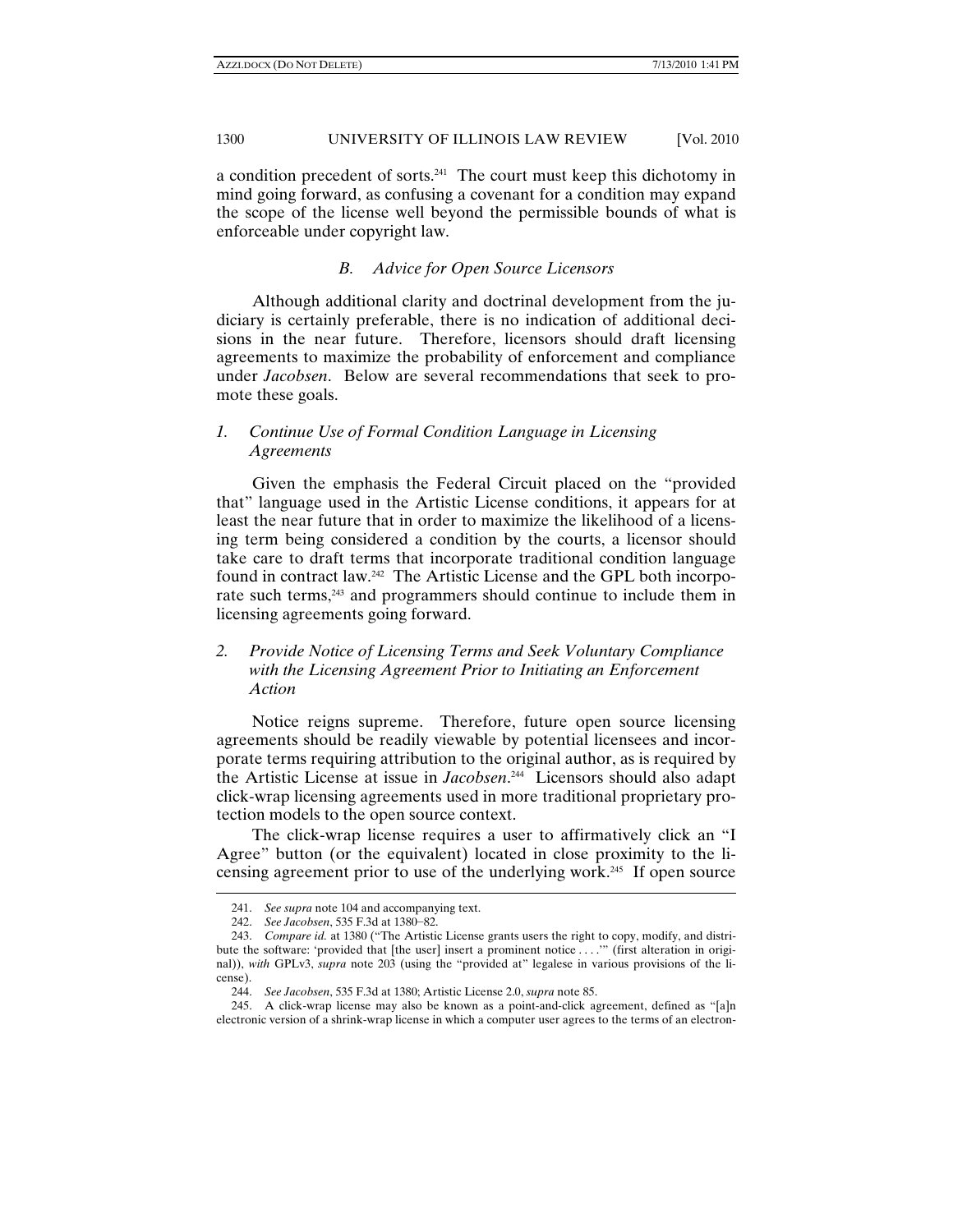a condition precedent of sorts.[241] The court must keep this dichotomy in mind going forward, as confusing a covenant for a condition may expand the scope of the license well beyond the permissible bounds of what is enforceable under copyright law.

### *B. Advice for Open Source Licensors*

Although additional clarity and doctrinal development from the judiciary is certainly preferable, there is no indication of additional decisions in the near future. Therefore, licensors should draft licensing agreements to maximize the probability of enforcement and compliance under *Jacobsen*. Below are several recommendations that seek to promote these goals.

#### *1. Continue Use of Formal Condition Language in Licensing Agreements*

Given the emphasis the Federal Circuit placed on the "provided that" language used in the Artistic License conditions, it appears for at least the near future that in order to maximize the likelihood of a licensing term being considered a condition by the courts, a licensor should take care to draft terms that incorporate traditional condition language found in contract law.[242] The Artistic License and the GPL both incorporate such terms,[243] and programmers should continue to include them in licensing agreements going forward.

#### *2. Provide Notice of Licensing Terms and Seek Voluntary Compliance with the Licensing Agreement Prior to Initiating an Enforcement Action*

Notice reigns supreme. Therefore, future open source licensing agreements should be readily viewable by potential licensees and incorporate terms requiring attribution to the original author, as is required by the Artistic License at issue in *Jacobsen*.[244] Licensors should also adapt click-wrap licensing agreements used in more traditional proprietary protection models to the open source context.

The click-wrap license requires a user to affirmatively click an "I Agree" button (or the equivalent) located in close proximity to the licensing agreement prior to use of the underlying work.[245] If open source

---

241. *See supra* note 104 and accompanying text.

242. *See Jacobsen*, 535 F.3d at 1380–82.

243. *Compare id.* at 1380 ("The Artistic License grants users the right to copy, modify, and distribute the software: 'provided that [the user] insert a prominent notice . . . .'" (first alteration in original)), *with* GPLv3, *supra* note 203 (using the "provided at" legalese in various provisions of the license).

244. *See Jacobsen*, 535 F.3d at 1380; Artistic License 2.0, *supra* note 85.

245. A click-wrap license may also be known as a point-and-click agreement, defined as "[a]n electronic version of a shrink-wrap license in which a computer user agrees to the terms of an electron-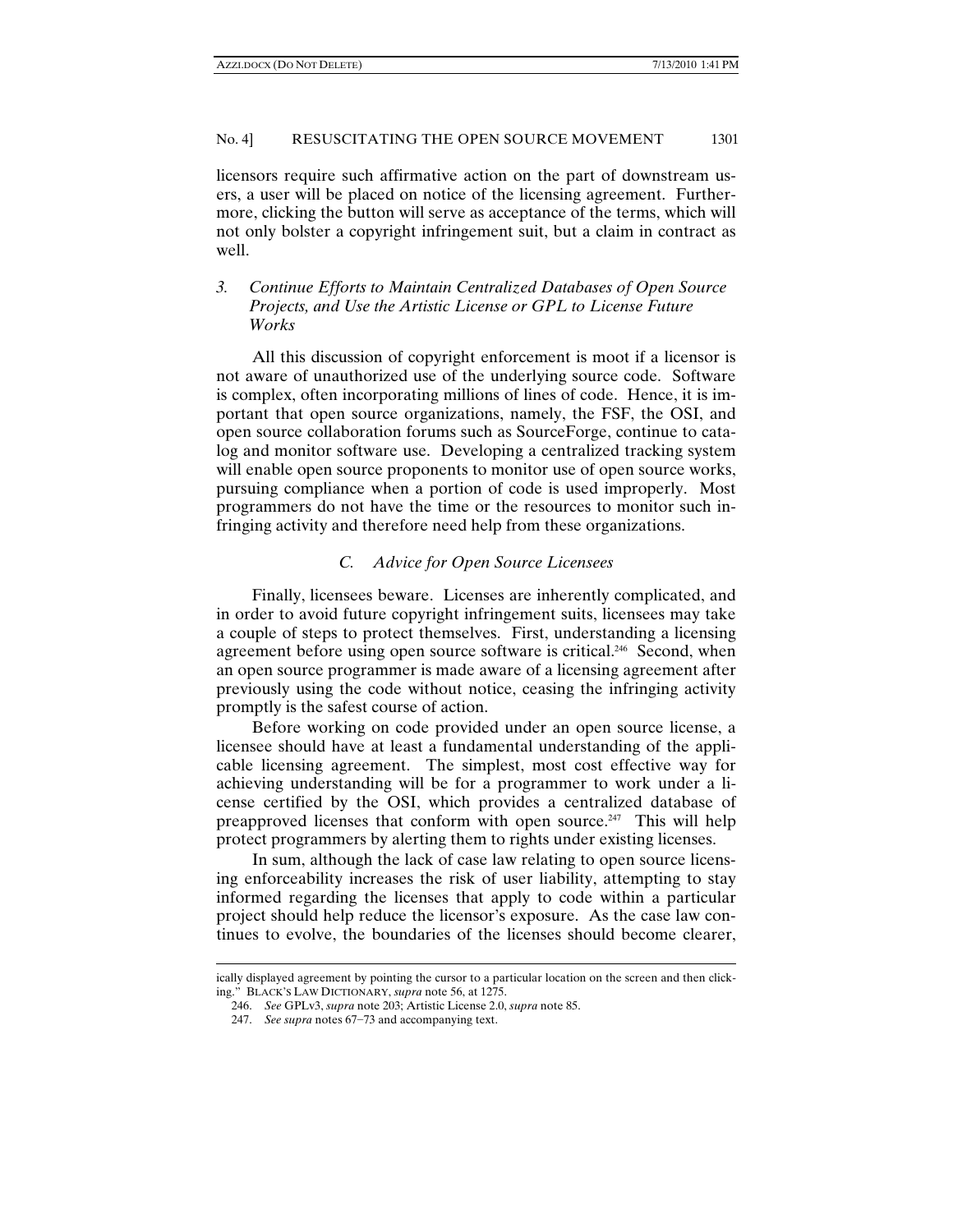licensors require such affirmative action on the part of downstream users, a user will be placed on notice of the licensing agreement. Furthermore, clicking the button will serve as acceptance of the terms, which will not only bolster a copyright infringement suit, but a claim in contract as well.

### 3. *Continue Efforts to Maintain Centralized Databases of Open Source Projects, and Use the Artistic License or GPL to License Future Works*

All this discussion of copyright enforcement is moot if a licensor is not aware of unauthorized use of the underlying source code. Software is complex, often incorporating millions of lines of code. Hence, it is important that open source organizations, namely, the FSF, the OSI, and open source collaboration forums such as SourceForge, continue to catalog and monitor software use. Developing a centralized tracking system will enable open source proponents to monitor use of open source works, pursuing compliance when a portion of code is used improperly. Most programmers do not have the time or the resources to monitor such infringing activity and therefore need help from these organizations.

## *C. Advice for Open Source Licensees*

Finally, licensees beware. Licenses are inherently complicated, and in order to avoid future copyright infringement suits, licensees may take a couple of steps to protect themselves. First, understanding a licensing agreement before using open source software is critical.[246] Second, when an open source programmer is made aware of a licensing agreement after previously using the code without notice, ceasing the infringing activity promptly is the safest course of action.

Before working on code provided under an open source license, a licensee should have at least a fundamental understanding of the applicable licensing agreement. The simplest, most cost effective way for achieving understanding will be for a programmer to work under a license certified by the OSI, which provides a centralized database of preapproved licenses that conform with open source.[247] This will help protect programmers by alerting them to rights under existing licenses.

In sum, although the lack of case law relating to open source licensing enforceability increases the risk of user liability, attempting to stay informed regarding the licenses that apply to code within a particular project should help reduce the licensor's exposure. As the case law continues to evolve, the boundaries of the licenses should become clearer,

---

ically displayed agreement by pointing the cursor to a particular location on the screen and then clicking." BLACK'S LAW DICTIONARY, *supra* note 56, at 1275.

246. *See* GPLv3, *supra* note 203; Artistic License 2.0, *supra* note 85.

247. *See supra* notes 67–73 and accompanying text.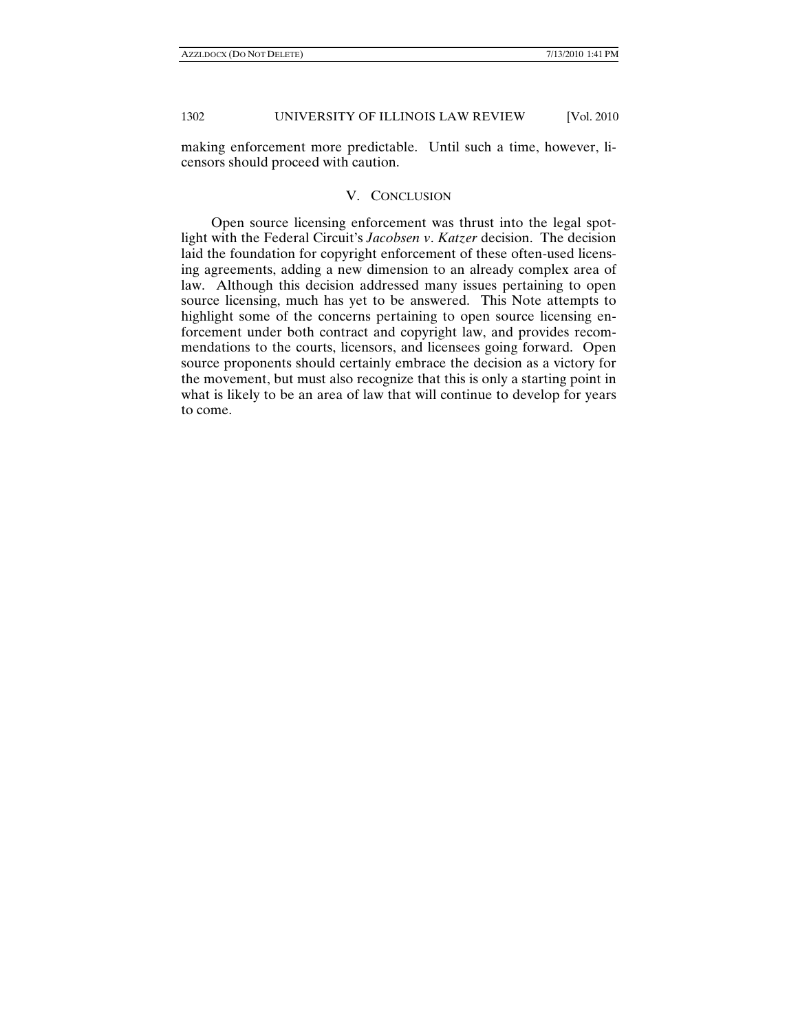making enforcement more predictable. Until such a time, however, licensors should proceed with caution.

## V. CONCLUSION

Open source licensing enforcement was thrust into the legal spotlight with the Federal Circuit's *Jacobsen v. Katzer* decision. The decision laid the foundation for copyright enforcement of these often-used licensing agreements, adding a new dimension to an already complex area of law. Although this decision addressed many issues pertaining to open source licensing, much has yet to be answered. This Note attempts to highlight some of the concerns pertaining to open source licensing enforcement under both contract and copyright law, and provides recommendations to the courts, licensors, and licensees going forward. Open source proponents should certainly embrace the decision as a victory for the movement, but must also recognize that this is only a starting point in what is likely to be an area of law that will continue to develop for years to come.